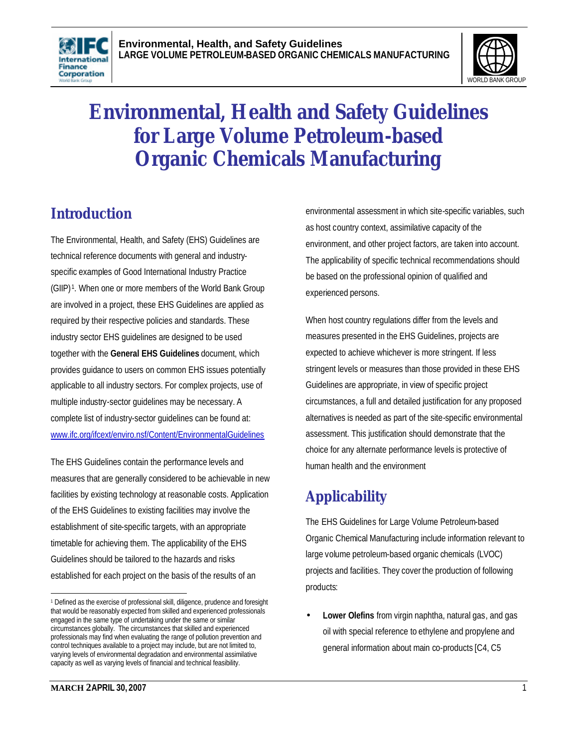# Environmental, Health and Safety Guidelines for Large Volume Petroleum-based Organic Chemicals Manufacturing

## Introduction

The Environmental, Health, and Safety (EHS) Guidelines are technical reference documents with general and industry-specific examples of Good International Industry Practice (GIIP)[1]. When one or more members of the World Bank Group are involved in a project, these EHS Guidelines are applied as required by their respective policies and standards. These industry sector EHS guidelines are designed to be used together with the **General EHS Guidelines** document, which provides guidance to users on common EHS issues potentially applicable to all industry sectors. For complex projects, use of multiple industry-sector guidelines may be necessary. A complete list of industry-sector guidelines can be found at: www.ifc.org/ifcext/enviro.nsf/Content/EnvironmentalGuidelines

The EHS Guidelines contain the performance levels and measures that are generally considered to be achievable in new facilities by existing technology at reasonable costs. Application of the EHS Guidelines to existing facilities may involve the establishment of site-specific targets, with an appropriate timetable for achieving them. The applicability of the EHS Guidelines should be tailored to the hazards and risks established for each project on the basis of the results of an environmental assessment in which site-specific variables, such as host country context, assimilative capacity of the environment, and other project factors, are taken into account. The applicability of specific technical recommendations should be based on the professional opinion of qualified and experienced persons.

When host country regulations differ from the levels and measures presented in the EHS Guidelines, projects are expected to achieve whichever is more stringent. If less stringent levels or measures than those provided in these EHS Guidelines are appropriate, in view of specific project circumstances, a full and detailed justification for any proposed alternatives is needed as part of the site-specific environmental assessment. This justification should demonstrate that the choice for any alternate performance levels is protective of human health and the environment

## Applicability

The EHS Guidelines for Large Volume Petroleum-based Organic Chemical Manufacturing include information relevant to large volume petroleum-based organic chemicals (LVOC) projects and facilities. They cover the production of following products:

- **Lower Olefins** from virgin naphtha, natural gas, and gas oil with special reference to ethylene and propylene and general information about main co-products [C4, C5

[1] Defined as the exercise of professional skill, diligence, prudence and foresight that would be reasonably expected from skilled and experienced professionals engaged in the same type of undertaking under the same or similar circumstances globally. The circumstances that skilled and experienced professionals may find when evaluating the range of pollution prevention and control techniques available to a project may include, but are not limited to, varying levels of environmental degradation and environmental assimilative capacity as well as varying levels of financial and technical feasibility.

MARCH 2APRIL 30, 2007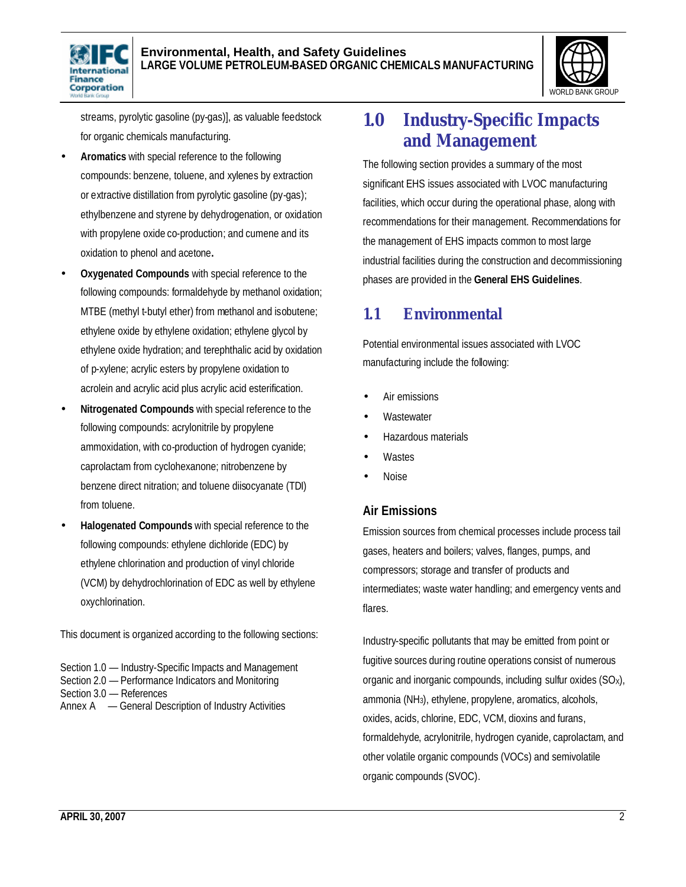streams, pyrolytic gasoline (py-gas)], as valuable feedstock for organic chemicals manufacturing.

- **Aromatics** with special reference to the following compounds: benzene, toluene, and xylenes by extraction or extractive distillation from pyrolytic gasoline (py-gas); ethylbenzene and styrene by dehydrogenation, or oxidation with propylene oxide co-production; and cumene and its oxidation to phenol and acetone**.**
- **Oxygenated Compounds** with special reference to the following compounds: formaldehyde by methanol oxidation; MTBE (methyl t-butyl ether) from methanol and isobutene; ethylene oxide by ethylene oxidation; ethylene glycol by ethylene oxide hydration; and terephthalic acid by oxidation of p-xylene; acrylic esters by propylene oxidation to acrolein and acrylic acid plus acrylic acid esterification.
- **Nitrogenated Compounds** with special reference to the following compounds: acrylonitrile by propylene ammoxidation, with co-production of hydrogen cyanide; caprolactam from cyclohexanone; nitrobenzene by benzene direct nitration; and toluene diisocyanate (TDI) from toluene.
- **Halogenated Compounds** with special reference to the following compounds: ethylene dichloride (EDC) by ethylene chlorination and production of vinyl chloride (VCM) by dehydrochlorination of EDC as well by ethylene oxychlorination.

This document is organized according to the following sections:

Section 1.0 — Industry-Specific Impacts and Management
Section 2.0 — Performance Indicators and Monitoring
Section 3.0 — References
Annex A — General Description of Industry Activities

# 1.0 Industry-Specific Impacts and Management

The following section provides a summary of the most significant EHS issues associated with LVOC manufacturing facilities, which occur during the operational phase, along with recommendations for their management. Recommendations for the management of EHS impacts common to most large industrial facilities during the construction and decommissioning phases are provided in the **General EHS Guidelines**.

## 1.1 Environmental

Potential environmental issues associated with LVOC manufacturing include the following:

- Air emissions
- Wastewater
- Hazardous materials
- Wastes
- Noise

### Air Emissions

Emission sources from chemical processes include process tail gases, heaters and boilers; valves, flanges, pumps, and compressors; storage and transfer of products and intermediates; waste water handling; and emergency vents and flares.

Industry-specific pollutants that may be emitted from point or fugitive sources during routine operations consist of numerous organic and inorganic compounds, including sulfur oxides ($SO_X$), ammonia ($NH_3$), ethylene, propylene, aromatics, alcohols, oxides, acids, chlorine, EDC, VCM, dioxins and furans, formaldehyde, acrylonitrile, hydrogen cyanide, caprolactam, and other volatile organic compounds (VOCs) and semivolatile organic compounds (SVOC).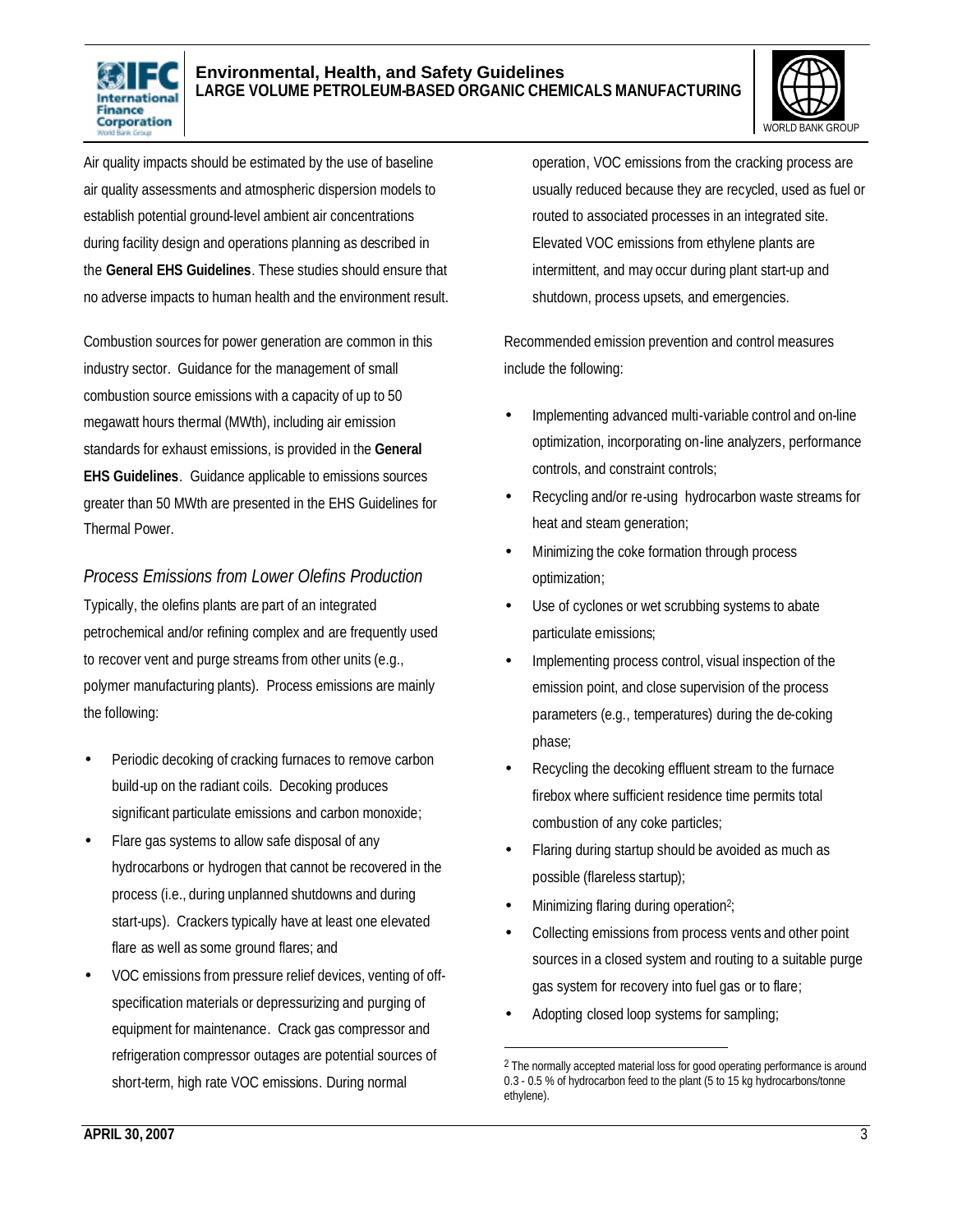Air quality impacts should be estimated by the use of baseline air quality assessments and atmospheric dispersion models to establish potential ground-level ambient air concentrations during facility design and operations planning as described in the **General EHS Guidelines**. These studies should ensure that no adverse impacts to human health and the environment result.

Combustion sources for power generation are common in this industry sector. Guidance for the management of small combustion source emissions with a capacity of up to 50 megawatt hours thermal (MWth), including air emission standards for exhaust emissions, is provided in the **General EHS Guidelines**. Guidance applicable to emissions sources greater than 50 MWth are presented in the EHS Guidelines for Thermal Power.

### *Process Emissions from Lower Olefins Production*

Typically, the olefins plants are part of an integrated petrochemical and/or refining complex and are frequently used to recover vent and purge streams from other units (e.g., polymer manufacturing plants). Process emissions are mainly the following:

- Periodic decoking of cracking furnaces to remove carbon build-up on the radiant coils. Decoking produces significant particulate emissions and carbon monoxide;
- Flare gas systems to allow safe disposal of any hydrocarbons or hydrogen that cannot be recovered in the process (i.e., during unplanned shutdowns and during start-ups). Crackers typically have at least one elevated flare as well as some ground flares; and
- VOC emissions from pressure relief devices, venting of off-specification materials or depressurizing and purging of equipment for maintenance. Crack gas compressor and refrigeration compressor outages are potential sources of short-term, high rate VOC emissions. During normal operation, VOC emissions from the cracking process are usually reduced because they are recycled, used as fuel or routed to associated processes in an integrated site. Elevated VOC emissions from ethylene plants are intermittent, and may occur during plant start-up and shutdown, process upsets, and emergencies.

Recommended emission prevention and control measures include the following:

- Implementing advanced multi-variable control and on-line optimization, incorporating on-line analyzers, performance controls, and constraint controls;
- Recycling and/or re-using hydrocarbon waste streams for heat and steam generation;
- Minimizing the coke formation through process optimization;
- Use of cyclones or wet scrubbing systems to abate particulate emissions;
- Implementing process control, visual inspection of the emission point, and close supervision of the process parameters (e.g., temperatures) during the de-coking phase;
- Recycling the decoking effluent stream to the furnace firebox where sufficient residence time permits total combustion of any coke particles;
- Flaring during startup should be avoided as much as possible (flareless startup);
- Minimizing flaring during operation[2];
- Collecting emissions from process vents and other point sources in a closed system and routing to a suitable purge gas system for recovery into fuel gas or to flare;
- Adopting closed loop systems for sampling;

[2] The normally accepted material loss for good operating performance is around 0.3 - 0.5 % of hydrocarbon feed to the plant (5 to 15 kg hydrocarbons/tonne ethylene).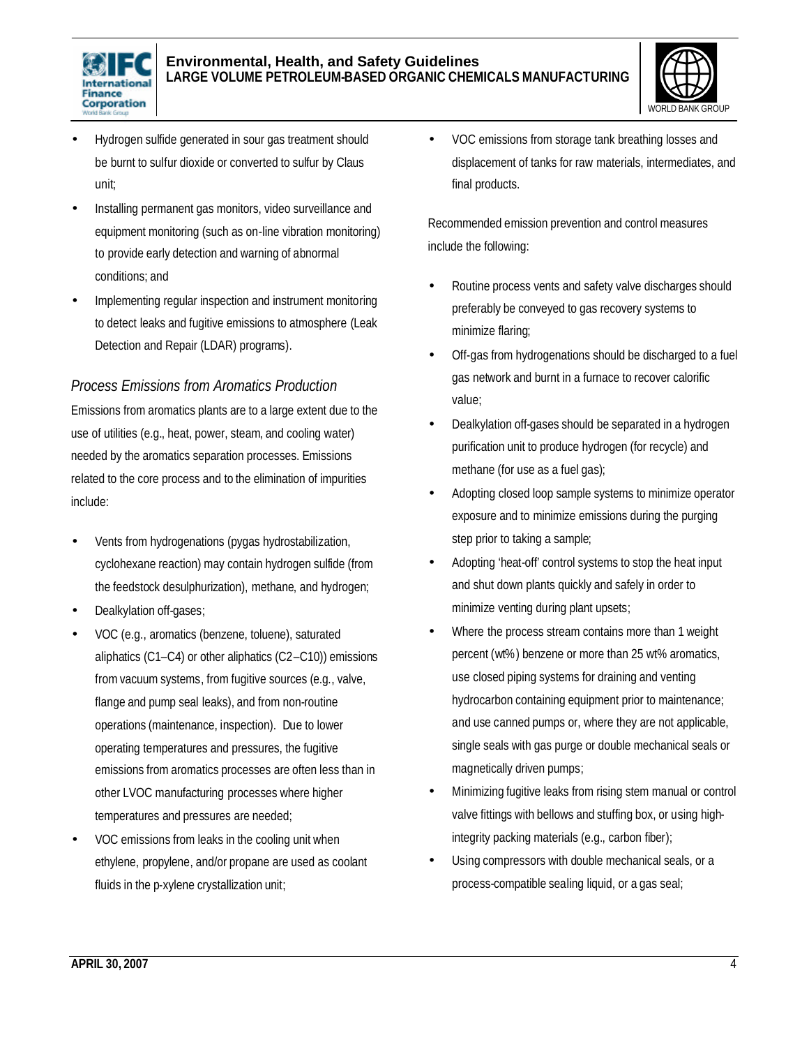- Hydrogen sulfide generated in sour gas treatment should be burnt to sulfur dioxide or converted to sulfur by Claus unit;
- Installing permanent gas monitors, video surveillance and equipment monitoring (such as on-line vibration monitoring) to provide early detection and warning of abnormal conditions; and
- Implementing regular inspection and instrument monitoring to detect leaks and fugitive emissions to atmosphere (Leak Detection and Repair (LDAR) programs).

### *Process Emissions from Aromatics Production*

Emissions from aromatics plants are to a large extent due to the use of utilities (e.g., heat, power, steam, and cooling water) needed by the aromatics separation processes. Emissions related to the core process and to the elimination of impurities include:

- Vents from hydrogenations (pygas hydrostabilization, cyclohexane reaction) may contain hydrogen sulfide (from the feedstock desulphurization), methane, and hydrogen;
- Dealkylation off-gases;
- VOC (e.g., aromatics (benzene, toluene), saturated aliphatics (C1–C4) or other aliphatics (C2–C10)) emissions from vacuum systems, from fugitive sources (e.g., valve, flange and pump seal leaks), and from non-routine operations (maintenance, inspection). Due to lower operating temperatures and pressures, the fugitive emissions from aromatics processes are often less than in other LVOC manufacturing processes where higher temperatures and pressures are needed;
- VOC emissions from leaks in the cooling unit when ethylene, propylene, and/or propane are used as coolant fluids in the p-xylene crystallization unit;
- VOC emissions from storage tank breathing losses and displacement of tanks for raw materials, intermediates, and final products.

Recommended emission prevention and control measures include the following:

- Routine process vents and safety valve discharges should preferably be conveyed to gas recovery systems to minimize flaring;
- Off-gas from hydrogenations should be discharged to a fuel gas network and burnt in a furnace to recover calorific value;
- Dealkylation off-gases should be separated in a hydrogen purification unit to produce hydrogen (for recycle) and methane (for use as a fuel gas);
- Adopting closed loop sample systems to minimize operator exposure and to minimize emissions during the purging step prior to taking a sample;
- Adopting 'heat-off' control systems to stop the heat input and shut down plants quickly and safely in order to minimize venting during plant upsets;
- Where the process stream contains more than 1 weight percent (wt%) benzene or more than 25 wt% aromatics, use closed piping systems for draining and venting hydrocarbon containing equipment prior to maintenance; and use canned pumps or, where they are not applicable, single seals with gas purge or double mechanical seals or magnetically driven pumps;
- Minimizing fugitive leaks from rising stem manual or control valve fittings with bellows and stuffing box, or using high-integrity packing materials (e.g., carbon fiber);
- Using compressors with double mechanical seals, or a process-compatible sealing liquid, or a gas seal;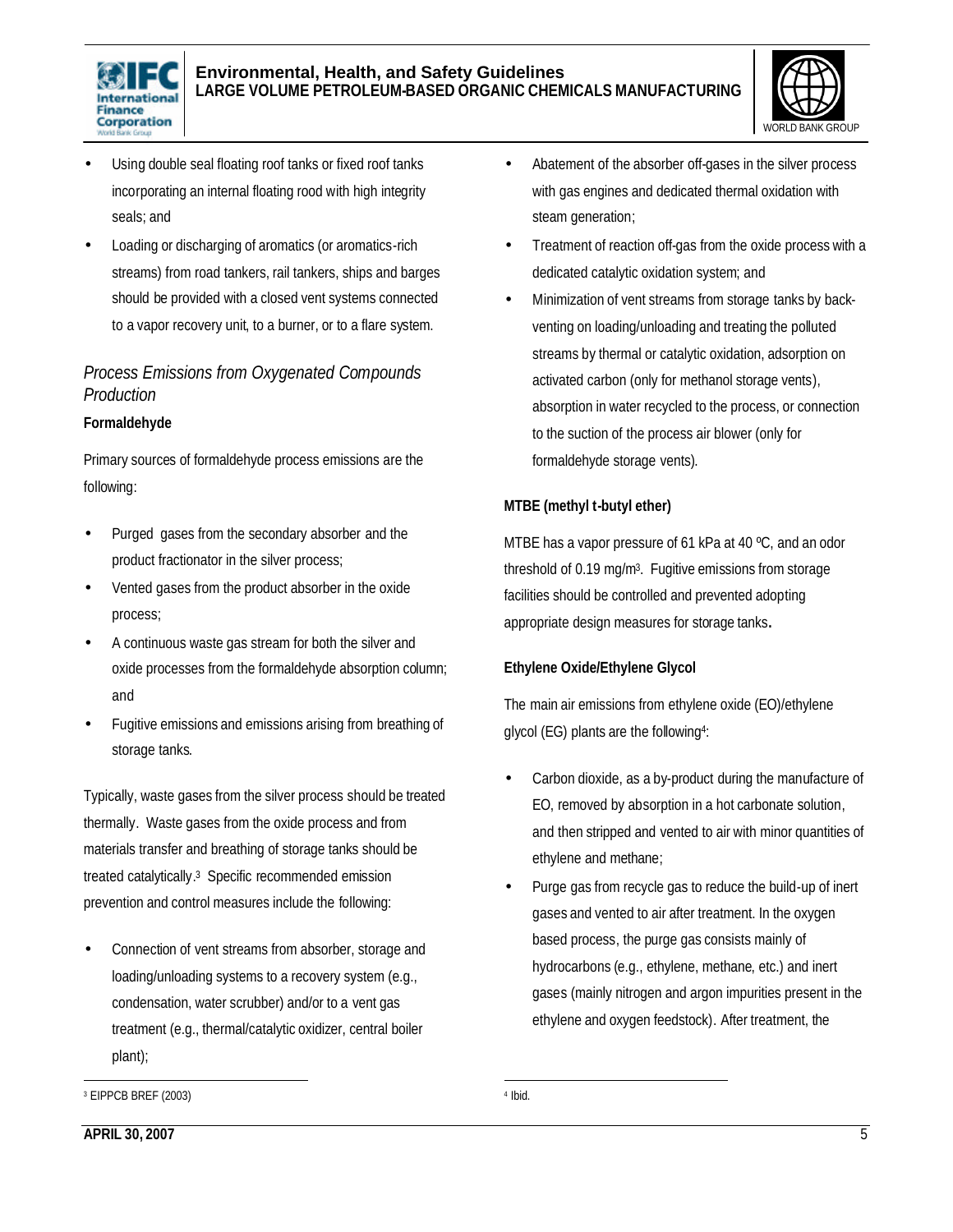- Using double seal floating roof tanks or fixed roof tanks incorporating an internal floating rood with high integrity seals; and
- Loading or discharging of aromatics (or aromatics-rich streams) from road tankers, rail tankers, ships and barges should be provided with a closed vent systems connected to a vapor recovery unit, to a burner, or to a flare system.

### *Process Emissions from Oxygenated Compounds Production*

**Formaldehyde**

Primary sources of formaldehyde process emissions are the following:

- Purged gases from the secondary absorber and the product fractionator in the silver process;
- Vented gases from the product absorber in the oxide process;
- A continuous waste gas stream for both the silver and oxide processes from the formaldehyde absorption column; and
- Fugitive emissions and emissions arising from breathing of storage tanks.

Typically, waste gases from the silver process should be treated thermally. Waste gases from the oxide process and from materials transfer and breathing of storage tanks should be treated catalytically.[3] Specific recommended emission prevention and control measures include the following:

- Connection of vent streams from absorber, storage and loading/unloading systems to a recovery system (e.g., condensation, water scrubber) and/or to a vent gas treatment (e.g., thermal/catalytic oxidizer, central boiler plant);
- Abatement of the absorber off-gases in the silver process with gas engines and dedicated thermal oxidation with steam generation;
- Treatment of reaction off-gas from the oxide process with a dedicated catalytic oxidation system; and
- Minimization of vent streams from storage tanks by back-venting on loading/unloading and treating the polluted streams by thermal or catalytic oxidation, adsorption on activated carbon (only for methanol storage vents), absorption in water recycled to the process, or connection to the suction of the process air blower (only for formaldehyde storage vents).

**MTBE (methyl t-butyl ether)**

MTBE has a vapor pressure of 61 kPa at 40 ºC, and an odor threshold of 0.19 mg/m$^3$. Fugitive emissions from storage facilities should be controlled and prevented adopting appropriate design measures for storage tanks**.**

**Ethylene Oxide/Ethylene Glycol**

The main air emissions from ethylene oxide (EO)/ethylene glycol (EG) plants are the following[4]:

- Carbon dioxide, as a by-product during the manufacture of EO, removed by absorption in a hot carbonate solution, and then stripped and vented to air with minor quantities of ethylene and methane;
- Purge gas from recycle gas to reduce the build-up of inert gases and vented to air after treatment. In the oxygen based process, the purge gas consists mainly of hydrocarbons (e.g., ethylene, methane, etc.) and inert gases (mainly nitrogen and argon impurities present in the ethylene and oxygen feedstock). After treatment, the

---

[3] EIPPCB BREF (2003)

[4] Ibid.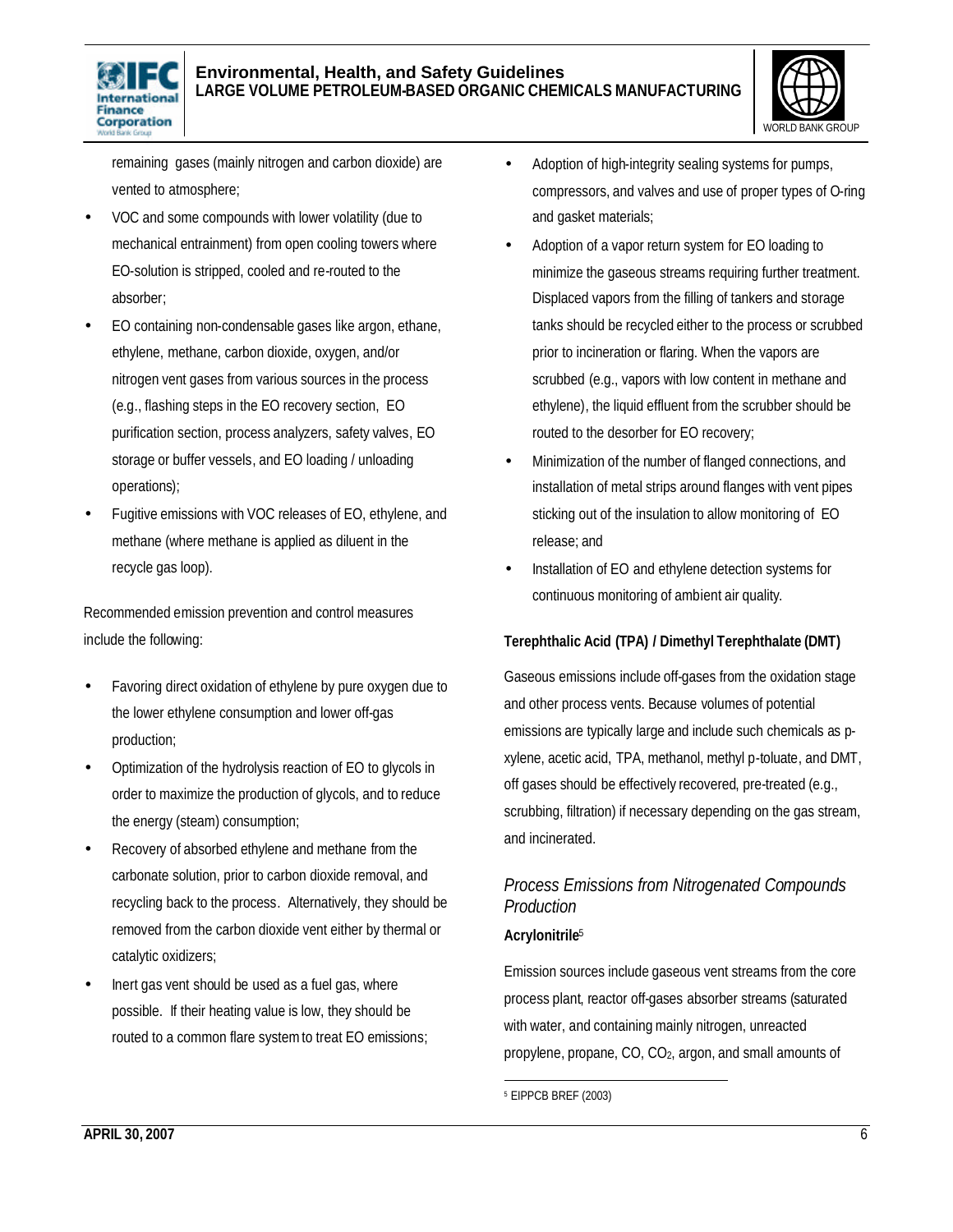remaining gases (mainly nitrogen and carbon dioxide) are vented to atmosphere;

- VOC and some compounds with lower volatility (due to mechanical entrainment) from open cooling towers where EO-solution is stripped, cooled and re-routed to the absorber;
- EO containing non-condensable gases like argon, ethane, ethylene, methane, carbon dioxide, oxygen, and/or nitrogen vent gases from various sources in the process (e.g., flashing steps in the EO recovery section, EO purification section, process analyzers, safety valves, EO storage or buffer vessels, and EO loading / unloading operations);
- Fugitive emissions with VOC releases of EO, ethylene, and methane (where methane is applied as diluent in the recycle gas loop).

Recommended emission prevention and control measures include the following:

- Favoring direct oxidation of ethylene by pure oxygen due to the lower ethylene consumption and lower off-gas production;
- Optimization of the hydrolysis reaction of EO to glycols in order to maximize the production of glycols, and to reduce the energy (steam) consumption;
- Recovery of absorbed ethylene and methane from the carbonate solution, prior to carbon dioxide removal, and recycling back to the process. Alternatively, they should be removed from the carbon dioxide vent either by thermal or catalytic oxidizers;
- Inert gas vent should be used as a fuel gas, where possible. If their heating value is low, they should be routed to a common flare system to treat EO emissions;
- Adoption of high-integrity sealing systems for pumps, compressors, and valves and use of proper types of O-ring and gasket materials;
- Adoption of a vapor return system for EO loading to minimize the gaseous streams requiring further treatment. Displaced vapors from the filling of tankers and storage tanks should be recycled either to the process or scrubbed prior to incineration or flaring. When the vapors are scrubbed (e.g., vapors with low content in methane and ethylene), the liquid effluent from the scrubber should be routed to the desorber for EO recovery;
- Minimization of the number of flanged connections, and installation of metal strips around flanges with vent pipes sticking out of the insulation to allow monitoring of EO release; and
- Installation of EO and ethylene detection systems for continuous monitoring of ambient air quality.

**Terephthalic Acid (TPA) / Dimethyl Terephthalate (DMT)**

Gaseous emissions include off-gases from the oxidation stage and other process vents. Because volumes of potential emissions are typically large and include such chemicals as p-xylene, acetic acid, TPA, methanol, methyl p-toluate, and DMT, off gases should be effectively recovered, pre-treated (e.g., scrubbing, filtration) if necessary depending on the gas stream, and incinerated.

### *Process Emissions from Nitrogenated Compounds Production*

**Acrylonitrile**[5]

Emission sources include gaseous vent streams from the core process plant, reactor off-gases absorber streams (saturated with water, and containing mainly nitrogen, unreacted propylene, propane, CO, $CO_2$, argon, and small amounts of

[5] EIPPCB BREF (2003)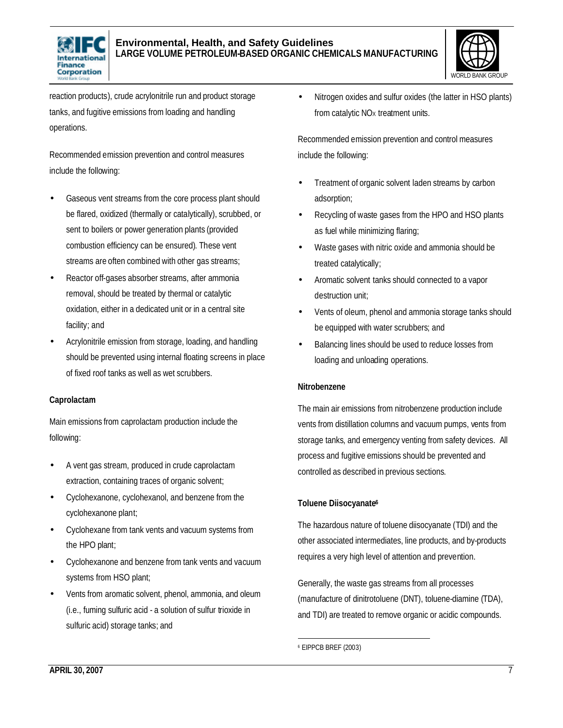reaction products), crude acrylonitrile run and product storage tanks, and fugitive emissions from loading and handling operations.

Recommended emission prevention and control measures include the following:

- Gaseous vent streams from the core process plant should be flared, oxidized (thermally or catalytically), scrubbed, or sent to boilers or power generation plants (provided combustion efficiency can be ensured). These vent streams are often combined with other gas streams;
- Reactor off-gases absorber streams, after ammonia removal, should be treated by thermal or catalytic oxidation, either in a dedicated unit or in a central site facility; and
- Acrylonitrile emission from storage, loading, and handling should be prevented using internal floating screens in place of fixed roof tanks as well as wet scrubbers.

**Caprolactam**

Main emissions from caprolactam production include the following:

- A vent gas stream, produced in crude caprolactam extraction, containing traces of organic solvent;
- Cyclohexanone, cyclohexanol, and benzene from the cyclohexanone plant;
- Cyclohexane from tank vents and vacuum systems from the HPO plant;
- Cyclohexanone and benzene from tank vents and vacuum systems from HSO plant;
- Vents from aromatic solvent, phenol, ammonia, and oleum (i.e., fuming sulfuric acid - a solution of sulfur trioxide in sulfuric acid) storage tanks; and
- Nitrogen oxides and sulfur oxides (the latter in HSO plants) from catalytic $NO_X$ treatment units.

Recommended emission prevention and control measures include the following:

- Treatment of organic solvent laden streams by carbon adsorption;
- Recycling of waste gases from the HPO and HSO plants as fuel while minimizing flaring;
- Waste gases with nitric oxide and ammonia should be treated catalytically;
- Aromatic solvent tanks should connected to a vapor destruction unit;
- Vents of oleum, phenol and ammonia storage tanks should be equipped with water scrubbers; and
- Balancing lines should be used to reduce losses from loading and unloading operations.

**Nitrobenzene**

The main air emissions from nitrobenzene production include vents from distillation columns and vacuum pumps, vents from storage tanks, and emergency venting from safety devices. All process and fugitive emissions should be prevented and controlled as described in previous sections.

**Toluene Diisocyanate[6]**

The hazardous nature of toluene diisocyanate (TDI) and the other associated intermediates, line products, and by-products requires a very high level of attention and prevention.

Generally, the waste gas streams from all processes (manufacture of dinitrotoluene (DNT), toluene-diamine (TDA), and TDI) are treated to remove organic or acidic compounds.

[6] EIPPCB BREF (2003)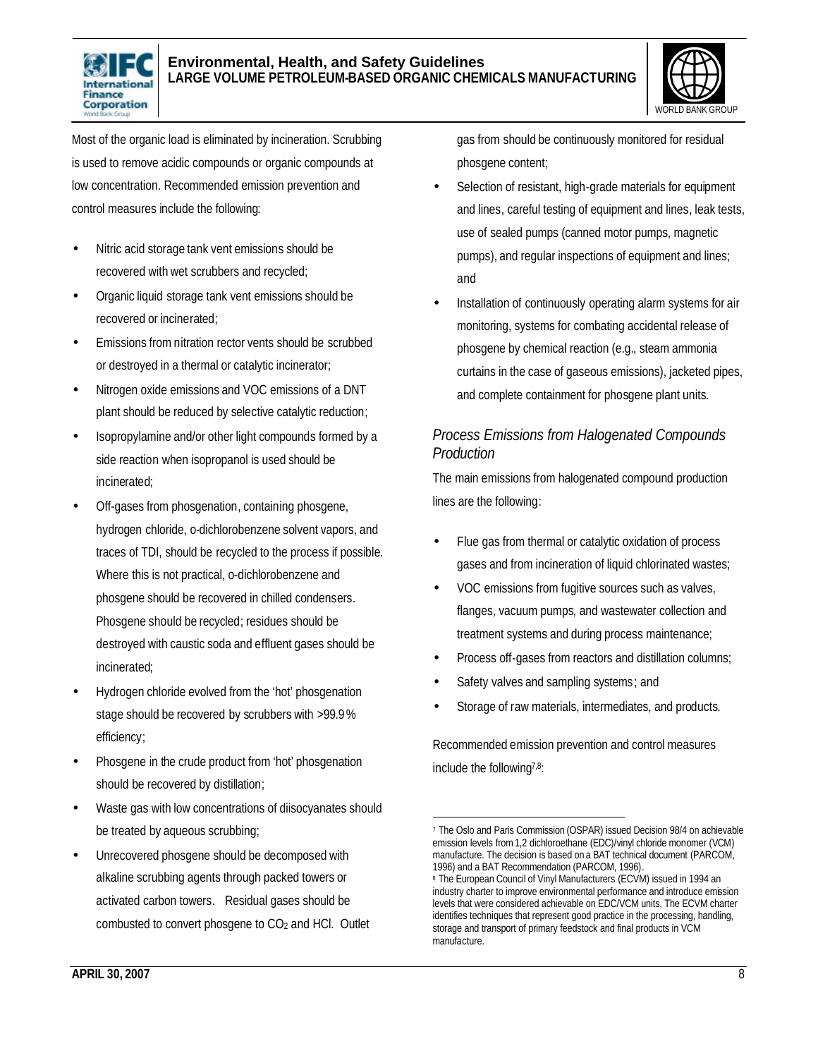Most of the organic load is eliminated by incineration. Scrubbing is used to remove acidic compounds or organic compounds at low concentration. Recommended emission prevention and control measures include the following:

- Nitric acid storage tank vent emissions should be recovered with wet scrubbers and recycled;
- Organic liquid storage tank vent emissions should be recovered or incinerated;
- Emissions from nitration rector vents should be scrubbed or destroyed in a thermal or catalytic incinerator;
- Nitrogen oxide emissions and VOC emissions of a DNT plant should be reduced by selective catalytic reduction;
- Isopropylamine and/or other light compounds formed by a side reaction when isopropanol is used should be incinerated;
- Off-gases from phosgenation, containing phosgene, hydrogen chloride, o-dichlorobenzene solvent vapors, and traces of TDI, should be recycled to the process if possible. Where this is not practical, o-dichlorobenzene and phosgene should be recovered in chilled condensers. Phosgene should be recycled; residues should be destroyed with caustic soda and effluent gases should be incinerated;
- Hydrogen chloride evolved from the 'hot' phosgenation stage should be recovered by scrubbers with >99.9% efficiency;
- Phosgene in the crude product from 'hot' phosgenation should be recovered by distillation;
- Waste gas with low concentrations of diisocyanates should be treated by aqueous scrubbing;
- Unrecovered phosgene should be decomposed with alkaline scrubbing agents through packed towers or activated carbon towers. Residual gases should be combusted to convert phosgene to $CO_2$ and HCl. Outlet gas from should be continuously monitored for residual phosgene content;
- Selection of resistant, high-grade materials for equipment and lines, careful testing of equipment and lines, leak tests, use of sealed pumps (canned motor pumps, magnetic pumps), and regular inspections of equipment and lines; and
- Installation of continuously operating alarm systems for air monitoring, systems for combating accidental release of phosgene by chemical reaction (e.g., steam ammonia curtains in the case of gaseous emissions), jacketed pipes, and complete containment for phosgene plant units.

### *Process Emissions from Halogenated Compounds Production*

The main emissions from halogenated compound production lines are the following:

- Flue gas from thermal or catalytic oxidation of process gases and from incineration of liquid chlorinated wastes;
- VOC emissions from fugitive sources such as valves, flanges, vacuum pumps, and wastewater collection and treatment systems and during process maintenance;
- Process off-gases from reactors and distillation columns;
- Safety valves and sampling systems; and
- Storage of raw materials, intermediates, and products.

Recommended emission prevention and control measures include the following[7,8]:

---

[7] The Oslo and Paris Commission (OSPAR) issued Decision 98/4 on achievable emission levels from 1,2 dichloroethane (EDC)/vinyl chloride monomer (VCM) manufacture. The decision is based on a BAT technical document (PARCOM, 1996) and a BAT Recommendation (PARCOM, 1996).

[8] The European Council of Vinyl Manufacturers (ECVM) issued in 1994 an industry charter to improve environmental performance and introduce emission levels that were considered achievable on EDC/VCM units. The ECVM charter identifies techniques that represent good practice in the processing, handling, storage and transport of primary feedstock and final products in VCM manufacture.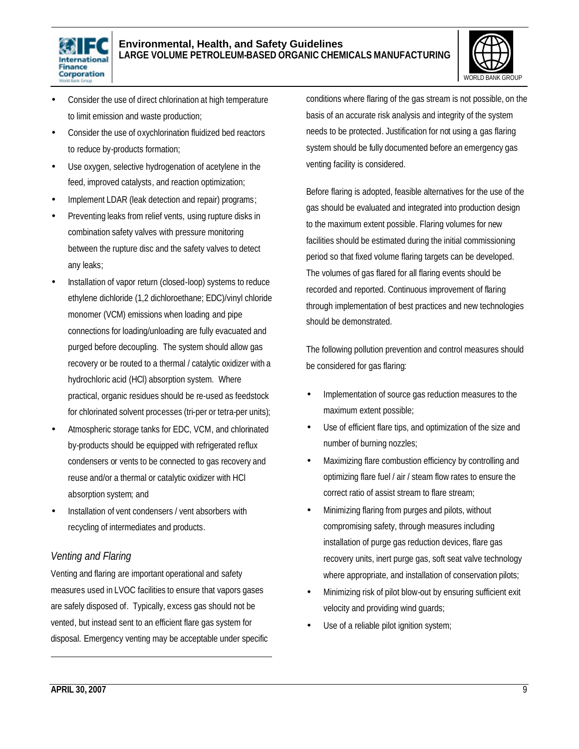- Consider the use of direct chlorination at high temperature to limit emission and waste production;
- Consider the use of oxychlorination fluidized bed reactors to reduce by-products formation;
- Use oxygen, selective hydrogenation of acetylene in the feed, improved catalysts, and reaction optimization;
- Implement LDAR (leak detection and repair) programs;
- Preventing leaks from relief vents, using rupture disks in combination safety valves with pressure monitoring between the rupture disc and the safety valves to detect any leaks;
- Installation of vapor return (closed-loop) systems to reduce ethylene dichloride (1,2 dichloroethane; EDC)/vinyl chloride monomer (VCM) emissions when loading and pipe connections for loading/unloading are fully evacuated and purged before decoupling. The system should allow gas recovery or be routed to a thermal / catalytic oxidizer with a hydrochloric acid (HCl) absorption system. Where practical, organic residues should be re-used as feedstock for chlorinated solvent processes (tri-per or tetra-per units);
- Atmospheric storage tanks for EDC, VCM, and chlorinated by-products should be equipped with refrigerated reflux condensers or vents to be connected to gas recovery and reuse and/or a thermal or catalytic oxidizer with HCl absorption system; and
- Installation of vent condensers / vent absorbers with recycling of intermediates and products.

### *Venting and Flaring*

Venting and flaring are important operational and safety measures used in LVOC facilities to ensure that vapors gases are safely disposed of. Typically, excess gas should not be vented, but instead sent to an efficient flare gas system for disposal. Emergency venting may be acceptable under specific conditions where flaring of the gas stream is not possible, on the basis of an accurate risk analysis and integrity of the system needs to be protected. Justification for not using a gas flaring system should be fully documented before an emergency gas venting facility is considered.

Before flaring is adopted, feasible alternatives for the use of the gas should be evaluated and integrated into production design to the maximum extent possible. Flaring volumes for new facilities should be estimated during the initial commissioning period so that fixed volume flaring targets can be developed. The volumes of gas flared for all flaring events should be recorded and reported. Continuous improvement of flaring through implementation of best practices and new technologies should be demonstrated.

The following pollution prevention and control measures should be considered for gas flaring:

- Implementation of source gas reduction measures to the maximum extent possible;
- Use of efficient flare tips, and optimization of the size and number of burning nozzles;
- Maximizing flare combustion efficiency by controlling and optimizing flare fuel / air / steam flow rates to ensure the correct ratio of assist stream to flare stream;
- Minimizing flaring from purges and pilots, without compromising safety, through measures including installation of purge gas reduction devices, flare gas recovery units, inert purge gas, soft seat valve technology where appropriate, and installation of conservation pilots;
- Minimizing risk of pilot blow-out by ensuring sufficient exit velocity and providing wind guards;
- Use of a reliable pilot ignition system;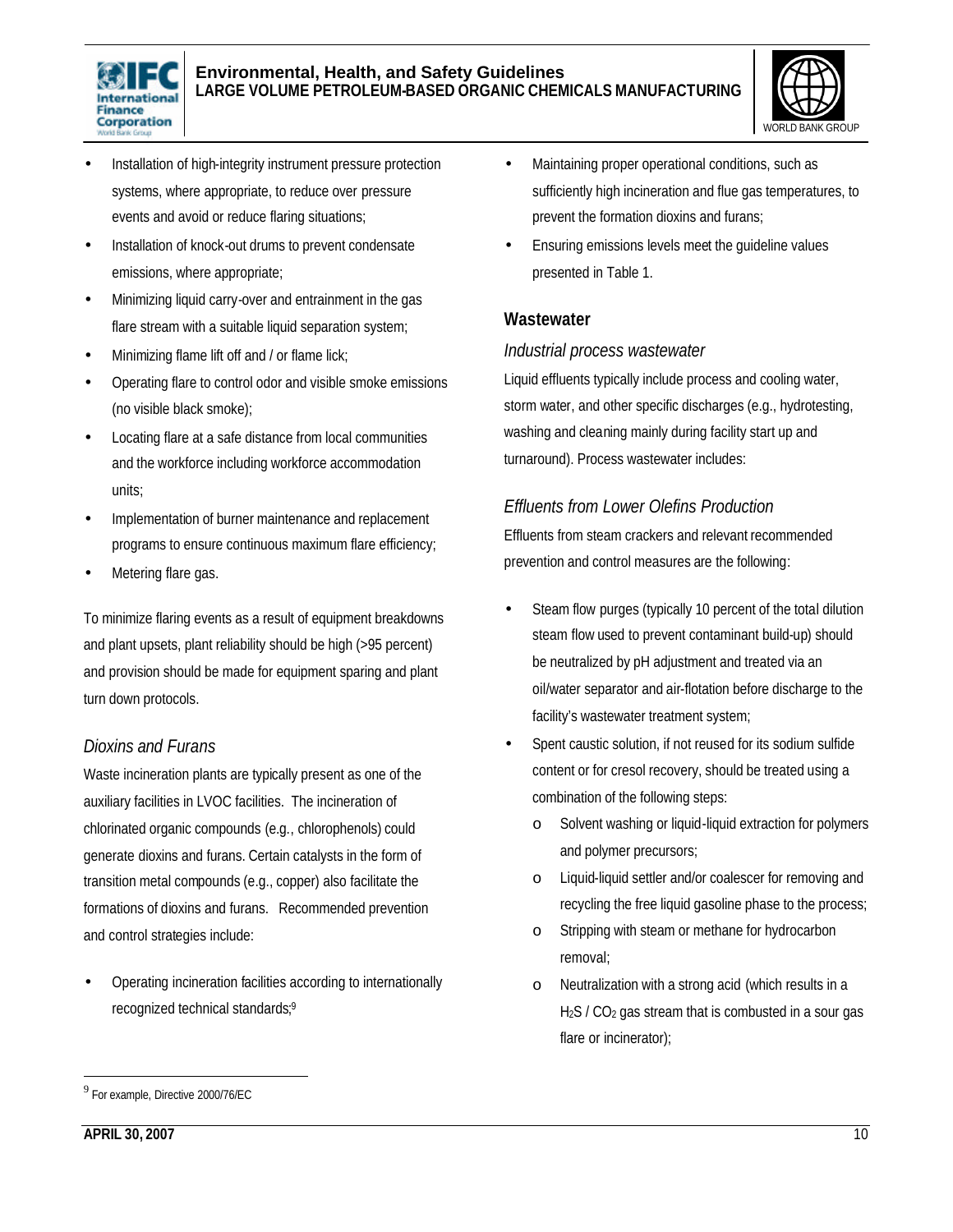- Installation of high-integrity instrument pressure protection systems, where appropriate, to reduce over pressure events and avoid or reduce flaring situations;
- Installation of knock-out drums to prevent condensate emissions, where appropriate;
- Minimizing liquid carry-over and entrainment in the gas flare stream with a suitable liquid separation system;
- Minimizing flame lift off and / or flame lick;
- Operating flare to control odor and visible smoke emissions (no visible black smoke);
- Locating flare at a safe distance from local communities and the workforce including workforce accommodation units;
- Implementation of burner maintenance and replacement programs to ensure continuous maximum flare efficiency;
- Metering flare gas.

To minimize flaring events as a result of equipment breakdowns and plant upsets, plant reliability should be high (>95 percent) and provision should be made for equipment sparing and plant turn down protocols.

### *Dioxins and Furans*

Waste incineration plants are typically present as one of the auxiliary facilities in LVOC facilities. The incineration of chlorinated organic compounds (e.g., chlorophenols) could generate dioxins and furans. Certain catalysts in the form of transition metal compounds (e.g., copper) also facilitate the formations of dioxins and furans. Recommended prevention and control strategies include:

- Operating incineration facilities according to internationally recognized technical standards;[9]
- Maintaining proper operational conditions, such as sufficiently high incineration and flue gas temperatures, to prevent the formation dioxins and furans;
- Ensuring emissions levels meet the guideline values presented in Table 1.

## Wastewater

### *Industrial process wastewater*

Liquid effluents typically include process and cooling water, storm water, and other specific discharges (e.g., hydrotesting, washing and cleaning mainly during facility start up and turnaround). Process wastewater includes:

### *Effluents from Lower Olefins Production*

Effluents from steam crackers and relevant recommended prevention and control measures are the following:

- Steam flow purges (typically 10 percent of the total dilution steam flow used to prevent contaminant build-up) should be neutralized by pH adjustment and treated via an oil/water separator and air-flotation before discharge to the facility's wastewater treatment system;
- Spent caustic solution, if not reused for its sodium sulfide content or for cresol recovery, should be treated using a combination of the following steps:
  - Solvent washing or liquid-liquid extraction for polymers and polymer precursors;
  - Liquid-liquid settler and/or coalescer for removing and recycling the free liquid gasoline phase to the process;
  - Stripping with steam or methane for hydrocarbon removal;
  - Neutralization with a strong acid (which results in a $H_2S$ / $CO_2$ gas stream that is combusted in a sour gas flare or incinerator);

[9] For example, Directive 2000/76/EC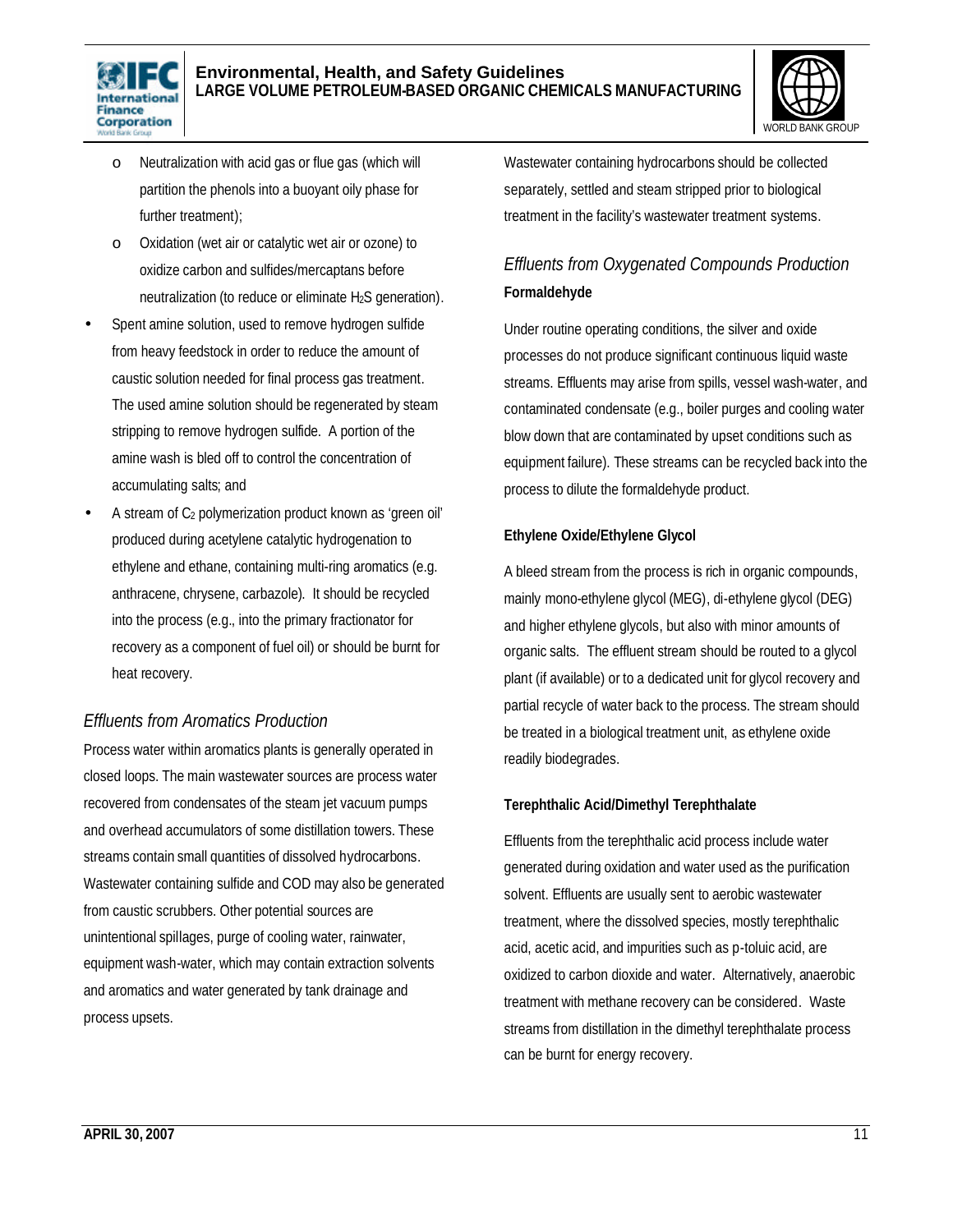- Neutralization with acid gas or flue gas (which will partition the phenols into a buoyant oily phase for further treatment);
  - Oxidation (wet air or catalytic wet air or ozone) to oxidize carbon and sulfides/mercaptans before neutralization (to reduce or eliminate $H_2S$ generation).
- Spent amine solution, used to remove hydrogen sulfide from heavy feedstock in order to reduce the amount of caustic solution needed for final process gas treatment. The used amine solution should be regenerated by steam stripping to remove hydrogen sulfide. A portion of the amine wash is bled off to control the concentration of accumulating salts; and
- A stream of $C_2$ polymerization product known as 'green oil' produced during acetylene catalytic hydrogenation to ethylene and ethane, containing multi-ring aromatics (e.g. anthracene, chrysene, carbazole). It should be recycled into the process (e.g., into the primary fractionator for recovery as a component of fuel oil) or should be burnt for heat recovery.

### *Effluents from Aromatics Production*

Process water within aromatics plants is generally operated in closed loops. The main wastewater sources are process water recovered from condensates of the steam jet vacuum pumps and overhead accumulators of some distillation towers. These streams contain small quantities of dissolved hydrocarbons. Wastewater containing sulfide and COD may also be generated from caustic scrubbers. Other potential sources are unintentional spillages, purge of cooling water, rainwater, equipment wash-water, which may contain extraction solvents and aromatics and water generated by tank drainage and process upsets.

Wastewater containing hydrocarbons should be collected separately, settled and steam stripped prior to biological treatment in the facility's wastewater treatment systems.

### *Effluents from Oxygenated Compounds Production*

**Formaldehyde**

Under routine operating conditions, the silver and oxide processes do not produce significant continuous liquid waste streams. Effluents may arise from spills, vessel wash-water, and contaminated condensate (e.g., boiler purges and cooling water blow down that are contaminated by upset conditions such as equipment failure). These streams can be recycled back into the process to dilute the formaldehyde product.

**Ethylene Oxide/Ethylene Glycol**

A bleed stream from the process is rich in organic compounds, mainly mono-ethylene glycol (MEG), di-ethylene glycol (DEG) and higher ethylene glycols, but also with minor amounts of organic salts. The effluent stream should be routed to a glycol plant (if available) or to a dedicated unit for glycol recovery and partial recycle of water back to the process. The stream should be treated in a biological treatment unit, as ethylene oxide readily biodegrades.

**Terephthalic Acid/Dimethyl Terephthalate**

Effluents from the terephthalic acid process include water generated during oxidation and water used as the purification solvent. Effluents are usually sent to aerobic wastewater treatment, where the dissolved species, mostly terephthalic acid, acetic acid, and impurities such as p-toluic acid, are oxidized to carbon dioxide and water. Alternatively, anaerobic treatment with methane recovery can be considered. Waste streams from distillation in the dimethyl terephthalate process can be burnt for energy recovery.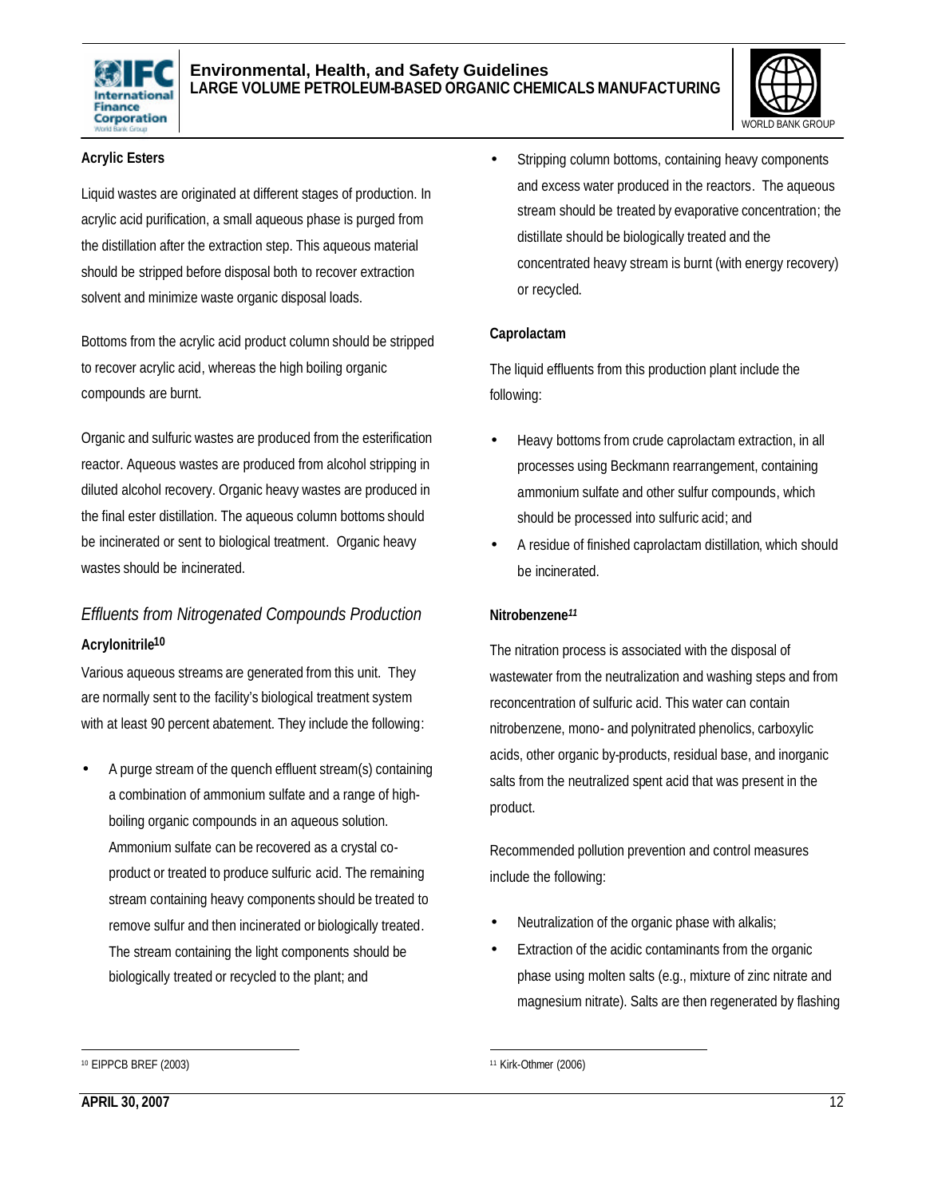**Acrylic Esters**

Liquid wastes are originated at different stages of production. In acrylic acid purification, a small aqueous phase is purged from the distillation after the extraction step. This aqueous material should be stripped before disposal both to recover extraction solvent and minimize waste organic disposal loads.

Bottoms from the acrylic acid product column should be stripped to recover acrylic acid, whereas the high boiling organic compounds are burnt.

Organic and sulfuric wastes are produced from the esterification reactor. Aqueous wastes are produced from alcohol stripping in diluted alcohol recovery. Organic heavy wastes are produced in the final ester distillation. The aqueous column bottoms should be incinerated or sent to biological treatment. Organic heavy wastes should be incinerated.

### *Effluents from Nitrogenated Compounds Production*

**Acrylonitrile**[10]

Various aqueous streams are generated from this unit. They are normally sent to the facility's biological treatment system with at least 90 percent abatement. They include the following:

- A purge stream of the quench effluent stream(s) containing a combination of ammonium sulfate and a range of high-boiling organic compounds in an aqueous solution. Ammonium sulfate can be recovered as a crystal co-product or treated to produce sulfuric acid. The remaining stream containing heavy components should be treated to remove sulfur and then incinerated or biologically treated. The stream containing the light components should be biologically treated or recycled to the plant; and
- Stripping column bottoms, containing heavy components and excess water produced in the reactors. The aqueous stream should be treated by evaporative concentration; the distillate should be biologically treated and the concentrated heavy stream is burnt (with energy recovery) or recycled.

**Caprolactam**

The liquid effluents from this production plant include the following:

- Heavy bottoms from crude caprolactam extraction, in all processes using Beckmann rearrangement, containing ammonium sulfate and other sulfur compounds, which should be processed into sulfuric acid; and
- A residue of finished caprolactam distillation, which should be incinerated.

**Nitrobenzene**[11]

The nitration process is associated with the disposal of wastewater from the neutralization and washing steps and from reconcentration of sulfuric acid. This water can contain nitrobenzene, mono- and polynitrated phenolics, carboxylic acids, other organic by-products, residual base, and inorganic salts from the neutralized spent acid that was present in the product.

Recommended pollution prevention and control measures include the following:

- Neutralization of the organic phase with alkalis;
- Extraction of the acidic contaminants from the organic phase using molten salts (e.g., mixture of zinc nitrate and magnesium nitrate). Salts are then regenerated by flashing

---

[10] EIPPCB BREF (2003)

[11] Kirk-Othmer (2006)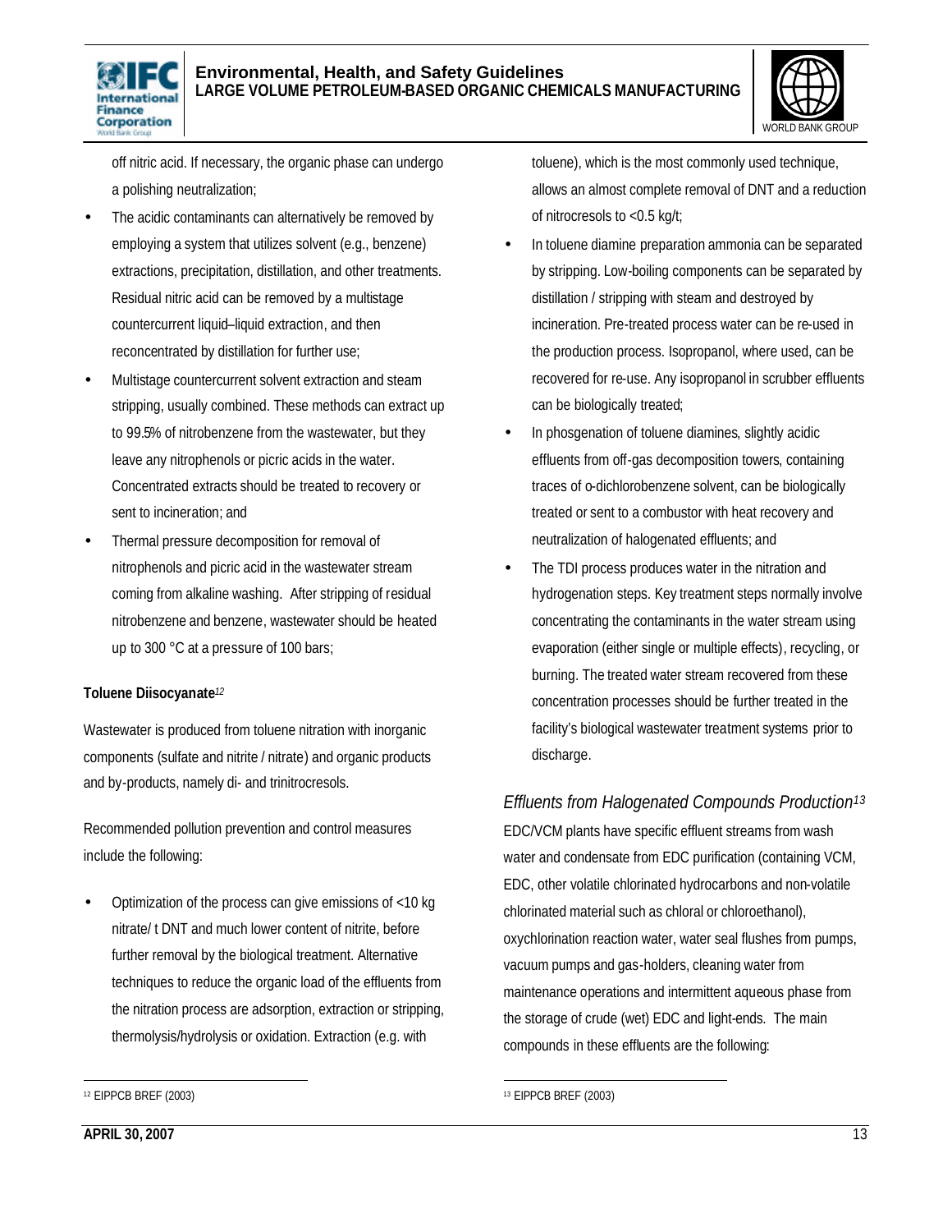off nitric acid. If necessary, the organic phase can undergo a polishing neutralization;

- The acidic contaminants can alternatively be removed by employing a system that utilizes solvent (e.g., benzene) extractions, precipitation, distillation, and other treatments. Residual nitric acid can be removed by a multistage countercurrent liquid–liquid extraction, and then reconcentrated by distillation for further use;
- Multistage countercurrent solvent extraction and steam stripping, usually combined. These methods can extract up to 99.5% of nitrobenzene from the wastewater, but they leave any nitrophenols or picric acids in the water. Concentrated extracts should be treated to recovery or sent to incineration; and
- Thermal pressure decomposition for removal of nitrophenols and picric acid in the wastewater stream coming from alkaline washing. After stripping of residual nitrobenzene and benzene, wastewater should be heated up to 300 °C at a pressure of 100 bars;

**Toluene Diisocyanate**[12]

Wastewater is produced from toluene nitration with inorganic components (sulfate and nitrite / nitrate) and organic products and by-products, namely di- and trinitrocresols.

Recommended pollution prevention and control measures include the following:

- Optimization of the process can give emissions of <10 kg nitrate/ t DNT and much lower content of nitrite, before further removal by the biological treatment. Alternative techniques to reduce the organic load of the effluents from the nitration process are adsorption, extraction or stripping, thermolysis/hydrolysis or oxidation. Extraction (e.g. with toluene), which is the most commonly used technique, allows an almost complete removal of DNT and a reduction of nitrocresols to <0.5 kg/t;
- In toluene diamine preparation ammonia can be separated by stripping. Low-boiling components can be separated by distillation / stripping with steam and destroyed by incineration. Pre-treated process water can be re-used in the production process. Isopropanol, where used, can be recovered for re-use. Any isopropanol in scrubber effluents can be biologically treated;
- In phosgenation of toluene diamines, slightly acidic effluents from off-gas decomposition towers, containing traces of o-dichlorobenzene solvent, can be biologically treated or sent to a combustor with heat recovery and neutralization of halogenated effluents; and
- The TDI process produces water in the nitration and hydrogenation steps. Key treatment steps normally involve concentrating the contaminants in the water stream using evaporation (either single or multiple effects), recycling, or burning. The treated water stream recovered from these concentration processes should be further treated in the facility's biological wastewater treatment systems prior to discharge.

### *Effluents from Halogenated Compounds Production*[13]

EDC/VCM plants have specific effluent streams from wash water and condensate from EDC purification (containing VCM, EDC, other volatile chlorinated hydrocarbons and non-volatile chlorinated material such as chloral or chloroethanol), oxychlorination reaction water, water seal flushes from pumps, vacuum pumps and gas-holders, cleaning water from maintenance operations and intermittent aqueous phase from the storage of crude (wet) EDC and light-ends. The main compounds in these effluents are the following:

---

[12] EIPPCB BREF (2003)

[13] EIPPCB BREF (2003)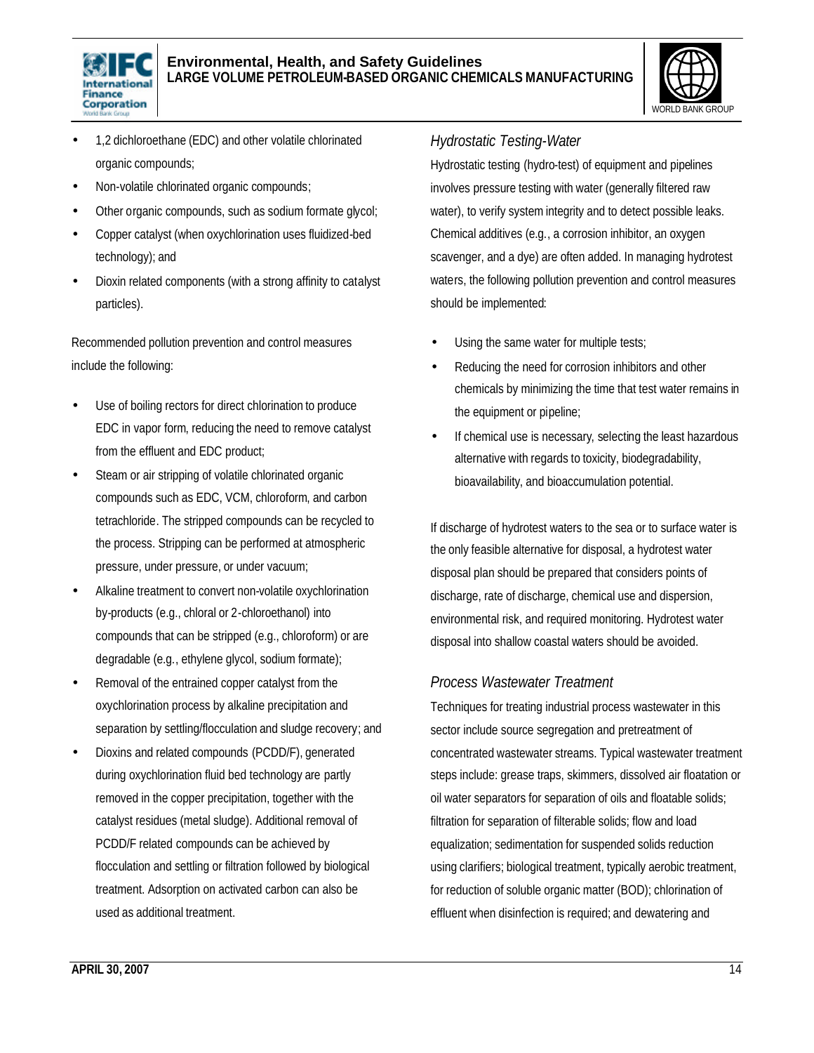- 1,2 dichloroethane (EDC) and other volatile chlorinated organic compounds;
- Non-volatile chlorinated organic compounds;
- Other organic compounds, such as sodium formate glycol;
- Copper catalyst (when oxychlorination uses fluidized-bed technology); and
- Dioxin related components (with a strong affinity to catalyst particles).

Recommended pollution prevention and control measures include the following:

- Use of boiling rectors for direct chlorination to produce EDC in vapor form, reducing the need to remove catalyst from the effluent and EDC product;
- Steam or air stripping of volatile chlorinated organic compounds such as EDC, VCM, chloroform, and carbon tetrachloride. The stripped compounds can be recycled to the process. Stripping can be performed at atmospheric pressure, under pressure, or under vacuum;
- Alkaline treatment to convert non-volatile oxychlorination by-products (e.g., chloral or 2-chloroethanol) into compounds that can be stripped (e.g., chloroform) or are degradable (e.g., ethylene glycol, sodium formate);
- Removal of the entrained copper catalyst from the oxychlorination process by alkaline precipitation and separation by settling/flocculation and sludge recovery; and
- Dioxins and related compounds (PCDD/F), generated during oxychlorination fluid bed technology are partly removed in the copper precipitation, together with the catalyst residues (metal sludge). Additional removal of PCDD/F related compounds can be achieved by flocculation and settling or filtration followed by biological treatment. Adsorption on activated carbon can also be used as additional treatment.

*Hydrostatic Testing-Water*

Hydrostatic testing (hydro-test) of equipment and pipelines involves pressure testing with water (generally filtered raw water), to verify system integrity and to detect possible leaks. Chemical additives (e.g., a corrosion inhibitor, an oxygen scavenger, and a dye) are often added. In managing hydrotest waters, the following pollution prevention and control measures should be implemented:

- Using the same water for multiple tests;
- Reducing the need for corrosion inhibitors and other chemicals by minimizing the time that test water remains in the equipment or pipeline;
- If chemical use is necessary, selecting the least hazardous alternative with regards to toxicity, biodegradability, bioavailability, and bioaccumulation potential.

If discharge of hydrotest waters to the sea or to surface water is the only feasible alternative for disposal, a hydrotest water disposal plan should be prepared that considers points of discharge, rate of discharge, chemical use and dispersion, environmental risk, and required monitoring. Hydrotest water disposal into shallow coastal waters should be avoided.

*Process Wastewater Treatment*

Techniques for treating industrial process wastewater in this sector include source segregation and pretreatment of concentrated wastewater streams. Typical wastewater treatment steps include: grease traps, skimmers, dissolved air floatation or oil water separators for separation of oils and floatable solids; filtration for separation of filterable solids; flow and load equalization; sedimentation for suspended solids reduction using clarifiers; biological treatment, typically aerobic treatment, for reduction of soluble organic matter (BOD); chlorination of effluent when disinfection is required; and dewatering and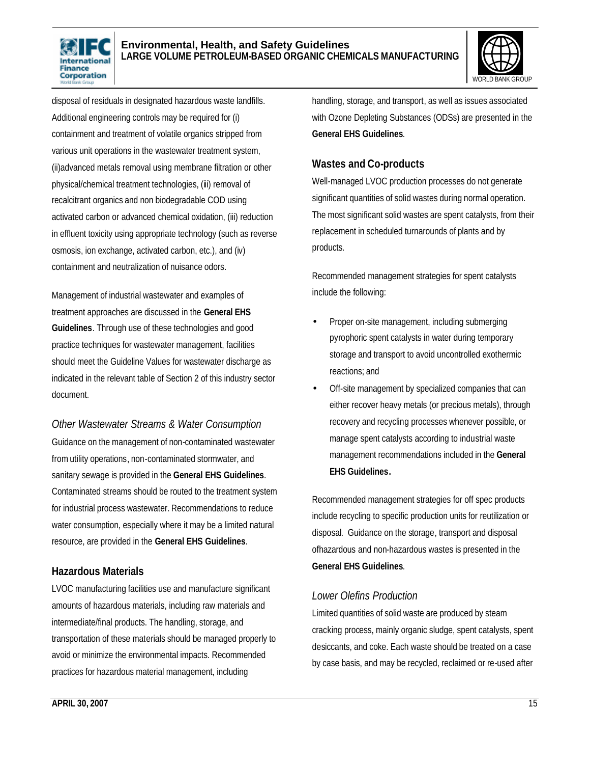disposal of residuals in designated hazardous waste landfills. Additional engineering controls may be required for (i) containment and treatment of volatile organics stripped from various unit operations in the wastewater treatment system, (ii)advanced metals removal using membrane filtration or other physical/chemical treatment technologies, (iii) removal of recalcitrant organics and non biodegradable COD using activated carbon or advanced chemical oxidation, (iii) reduction in effluent toxicity using appropriate technology (such as reverse osmosis, ion exchange, activated carbon, etc.), and (iv) containment and neutralization of nuisance odors.

Management of industrial wastewater and examples of treatment approaches are discussed in the **General EHS Guidelines**. Through use of these technologies and good practice techniques for wastewater management, facilities should meet the Guideline Values for wastewater discharge as indicated in the relevant table of Section 2 of this industry sector document.

### *Other Wastewater Streams & Water Consumption*

Guidance on the management of non-contaminated wastewater from utility operations, non-contaminated stormwater, and sanitary sewage is provided in the **General EHS Guidelines**. Contaminated streams should be routed to the treatment system for industrial process wastewater. Recommendations to reduce water consumption, especially where it may be a limited natural resource, are provided in the **General EHS Guidelines**.

## Hazardous Materials

LVOC manufacturing facilities use and manufacture significant amounts of hazardous materials, including raw materials and intermediate/final products. The handling, storage, and transportation of these materials should be managed properly to avoid or minimize the environmental impacts. Recommended practices for hazardous material management, including handling, storage, and transport, as well as issues associated with Ozone Depleting Substances (ODSs) are presented in the **General EHS Guidelines**.

## Wastes and Co-products

Well-managed LVOC production processes do not generate significant quantities of solid wastes during normal operation. The most significant solid wastes are spent catalysts, from their replacement in scheduled turnarounds of plants and by products.

Recommended management strategies for spent catalysts include the following:

- Proper on-site management, including submerging pyrophoric spent catalysts in water during temporary storage and transport to avoid uncontrolled exothermic reactions; and
- Off-site management by specialized companies that can either recover heavy metals (or precious metals), through recovery and recycling processes whenever possible, or manage spent catalysts according to industrial waste management recommendations included in the **General EHS Guidelines.**

Recommended management strategies for off spec products include recycling to specific production units for reutilization or disposal. Guidance on the storage, transport and disposal ofhazardous and non-hazardous wastes is presented in the **General EHS Guidelines**.

### *Lower Olefins Production*

Limited quantities of solid waste are produced by steam cracking process, mainly organic sludge, spent catalysts, spent desiccants, and coke. Each waste should be treated on a case by case basis, and may be recycled, reclaimed or re-used after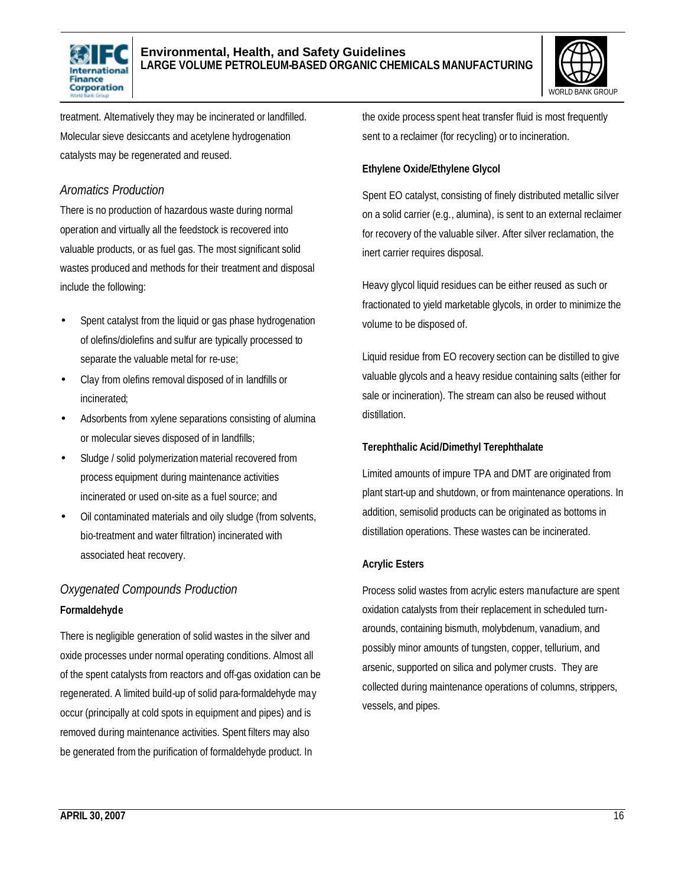treatment. Alternatively they may be incinerated or landfilled. Molecular sieve desiccants and acetylene hydrogenation catalysts may be regenerated and reused.

*Aromatics Production*

There is no production of hazardous waste during normal operation and virtually all the feedstock is recovered into valuable products, or as fuel gas. The most significant solid wastes produced and methods for their treatment and disposal include the following:

- Spent catalyst from the liquid or gas phase hydrogenation of olefins/diolefins and sulfur are typically processed to separate the valuable metal for re-use;
- Clay from olefins removal disposed of in landfills or incinerated;
- Adsorbents from xylene separations consisting of alumina or molecular sieves disposed of in landfills;
- Sludge / solid polymerization material recovered from process equipment during maintenance activities incinerated or used on-site as a fuel source; and
- Oil contaminated materials and oily sludge (from solvents, bio-treatment and water filtration) incinerated with associated heat recovery.

*Oxygenated Compounds Production*

**Formaldehyde**

There is negligible generation of solid wastes in the silver and oxide processes under normal operating conditions. Almost all of the spent catalysts from reactors and off-gas oxidation can be regenerated. A limited build-up of solid para-formaldehyde may occur (principally at cold spots in equipment and pipes) and is removed during maintenance activities. Spent filters may also be generated from the purification of formaldehyde product. In the oxide process spent heat transfer fluid is most frequently sent to a reclaimer (for recycling) or to incineration.

**Ethylene Oxide/Ethylene Glycol**

Spent EO catalyst, consisting of finely distributed metallic silver on a solid carrier (e.g., alumina), is sent to an external reclaimer for recovery of the valuable silver. After silver reclamation, the inert carrier requires disposal.

Heavy glycol liquid residues can be either reused as such or fractionated to yield marketable glycols, in order to minimize the volume to be disposed of.

Liquid residue from EO recovery section can be distilled to give valuable glycols and a heavy residue containing salts (either for sale or incineration). The stream can also be reused without distillation.

**Terephthalic Acid/Dimethyl Terephthalate**

Limited amounts of impure TPA and DMT are originated from plant start-up and shutdown, or from maintenance operations. In addition, semisolid products can be originated as bottoms in distillation operations. These wastes can be incinerated.

**Acrylic Esters**

Process solid wastes from acrylic esters manufacture are spent oxidation catalysts from their replacement in scheduled turn-arounds, containing bismuth, molybdenum, vanadium, and possibly minor amounts of tungsten, copper, tellurium, and arsenic, supported on silica and polymer crusts. They are collected during maintenance operations of columns, strippers, vessels, and pipes.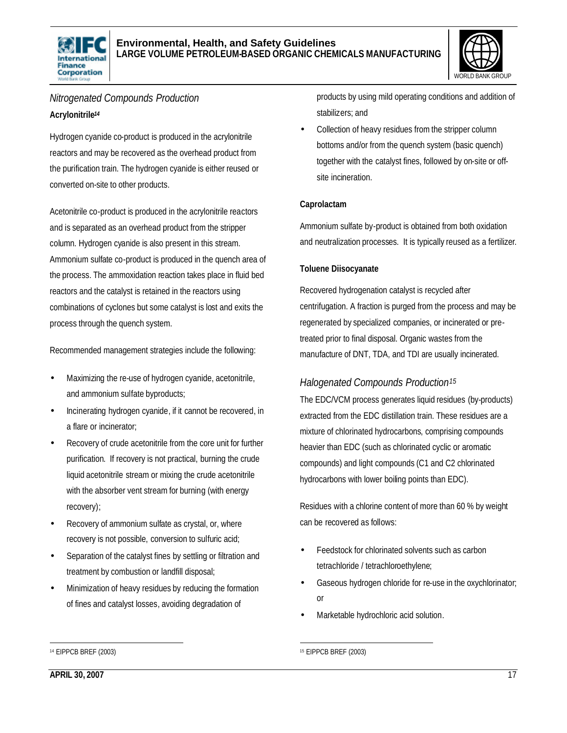### *Nitrogenated Compounds Production*

**Acrylonitrile**[14]

Hydrogen cyanide co-product is produced in the acrylonitrile reactors and may be recovered as the overhead product from the purification train. The hydrogen cyanide is either reused or converted on-site to other products.

Acetonitrile co-product is produced in the acrylonitrile reactors and is separated as an overhead product from the stripper column. Hydrogen cyanide is also present in this stream. Ammonium sulfate co-product is produced in the quench area of the process. The ammoxidation reaction takes place in fluid bed reactors and the catalyst is retained in the reactors using combinations of cyclones but some catalyst is lost and exits the process through the quench system.

Recommended management strategies include the following:

- Maximizing the re-use of hydrogen cyanide, acetonitrile, and ammonium sulfate byproducts;
- Incinerating hydrogen cyanide, if it cannot be recovered, in a flare or incinerator;
- Recovery of crude acetonitrile from the core unit for further purification. If recovery is not practical, burning the crude liquid acetonitrile stream or mixing the crude acetonitrile with the absorber vent stream for burning (with energy recovery);
- Recovery of ammonium sulfate as crystal, or, where recovery is not possible, conversion to sulfuric acid;
- Separation of the catalyst fines by settling or filtration and treatment by combustion or landfill disposal;
- Minimization of heavy residues by reducing the formation of fines and catalyst losses, avoiding degradation of products by using mild operating conditions and addition of stabilizers; and
- Collection of heavy residues from the stripper column bottoms and/or from the quench system (basic quench) together with the catalyst fines, followed by on-site or off-site incineration.

**Caprolactam**

Ammonium sulfate by-product is obtained from both oxidation and neutralization processes. It is typically reused as a fertilizer.

**Toluene Diisocyanate**

Recovered hydrogenation catalyst is recycled after centrifugation. A fraction is purged from the process and may be regenerated by specialized companies, or incinerated or pre-treated prior to final disposal. Organic wastes from the manufacture of DNT, TDA, and TDI are usually incinerated.

### *Halogenated Compounds Production*[15]

The EDC/VCM process generates liquid residues (by-products) extracted from the EDC distillation train. These residues are a mixture of chlorinated hydrocarbons, comprising compounds heavier than EDC (such as chlorinated cyclic or aromatic compounds) and light compounds (C1 and C2 chlorinated hydrocarbons with lower boiling points than EDC).

Residues with a chlorine content of more than 60 % by weight can be recovered as follows:

- Feedstock for chlorinated solvents such as carbon tetrachloride / tetrachloroethylene;
- Gaseous hydrogen chloride for re-use in the oxychlorinator; or
- Marketable hydrochloric acid solution.

---

[14] EIPPCB BREF (2003)

[15] EIPPCB BREF (2003)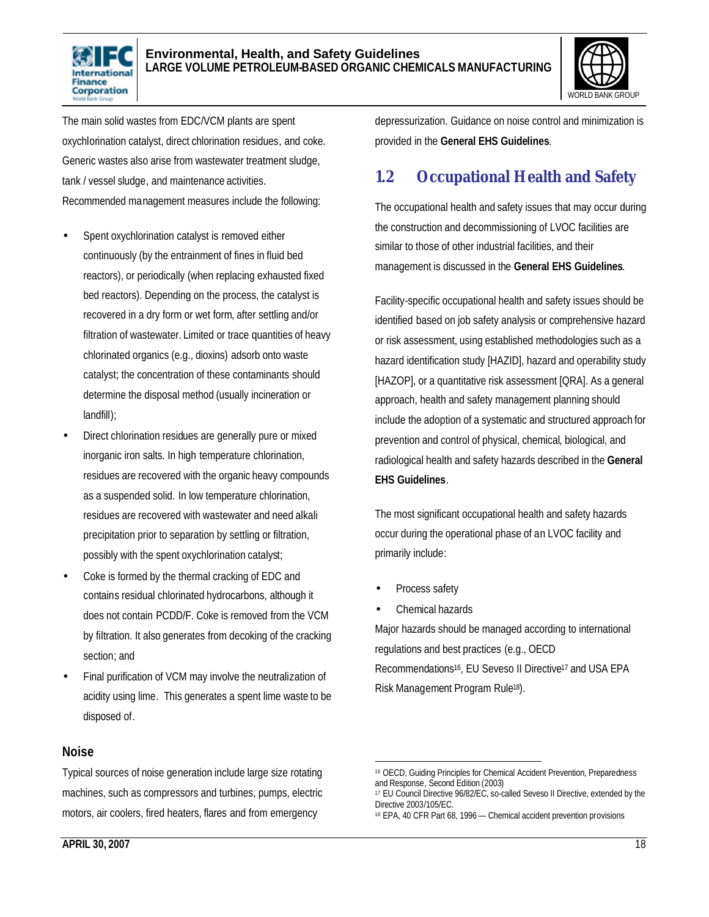The main solid wastes from EDC/VCM plants are spent oxychlorination catalyst, direct chlorination residues, and coke. Generic wastes also arise from wastewater treatment sludge, tank / vessel sludge, and maintenance activities. Recommended management measures include the following:

- Spent oxychlorination catalyst is removed either continuously (by the entrainment of fines in fluid bed reactors), or periodically (when replacing exhausted fixed bed reactors). Depending on the process, the catalyst is recovered in a dry form or wet form, after settling and/or filtration of wastewater. Limited or trace quantities of heavy chlorinated organics (e.g., dioxins) adsorb onto waste catalyst; the concentration of these contaminants should determine the disposal method (usually incineration or landfill);
- Direct chlorination residues are generally pure or mixed inorganic iron salts. In high temperature chlorination, residues are recovered with the organic heavy compounds as a suspended solid. In low temperature chlorination, residues are recovered with wastewater and need alkali precipitation prior to separation by settling or filtration, possibly with the spent oxychlorination catalyst;
- Coke is formed by the thermal cracking of EDC and contains residual chlorinated hydrocarbons, although it does not contain PCDD/F. Coke is removed from the VCM by filtration. It also generates from decoking of the cracking section; and
- Final purification of VCM may involve the neutralization of acidity using lime. This generates a spent lime waste to be disposed of.

### Noise

Typical sources of noise generation include large size rotating machines, such as compressors and turbines, pumps, electric motors, air coolers, fired heaters, flares and from emergency depressurization. Guidance on noise control and minimization is provided in the **General EHS Guidelines**.

## 1.2 Occupational Health and Safety

The occupational health and safety issues that may occur during the construction and decommissioning of LVOC facilities are similar to those of other industrial facilities, and their management is discussed in the **General EHS Guidelines**.

Facility-specific occupational health and safety issues should be identified based on job safety analysis or comprehensive hazard or risk assessment, using established methodologies such as a hazard identification study [HAZID], hazard and operability study [HAZOP], or a quantitative risk assessment [QRA]. As a general approach, health and safety management planning should include the adoption of a systematic and structured approach for prevention and control of physical, chemical, biological, and radiological health and safety hazards described in the **General EHS Guidelines**.

The most significant occupational health and safety hazards occur during the operational phase of an LVOC facility and primarily include:

- Process safety
- Chemical hazards

Major hazards should be managed according to international regulations and best practices (e.g., OECD Recommendations[16], EU Seveso II Directive[17] and USA EPA Risk Management Program Rule[18]).

---

[16] OECD, Guiding Principles for Chemical Accident Prevention, Preparedness and Response, Second Edition (2003)

[17] EU Council Directive 96/82/EC, so-called Seveso II Directive, extended by the Directive 2003/105/EC.

[18] EPA, 40 CFR Part 68, 1996 — Chemical accident prevention provisions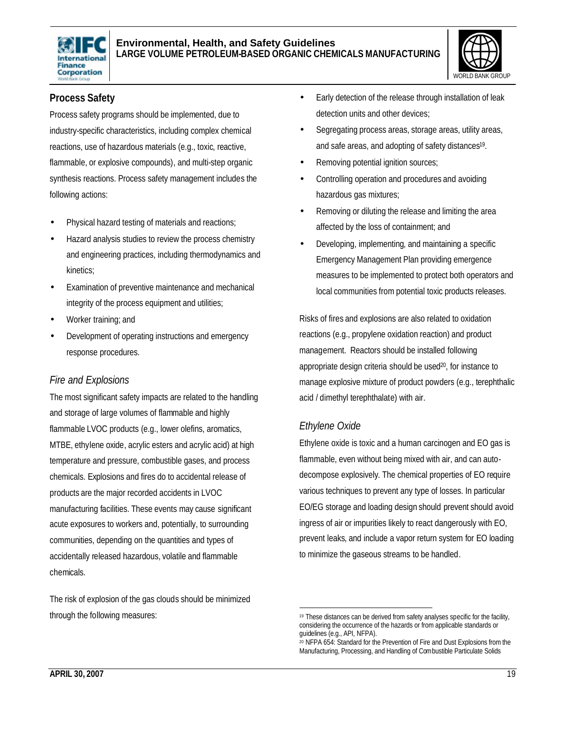## Process Safety

Process safety programs should be implemented, due to industry-specific characteristics, including complex chemical reactions, use of hazardous materials (e.g., toxic, reactive, flammable, or explosive compounds), and multi-step organic synthesis reactions. Process safety management includes the following actions:

- Physical hazard testing of materials and reactions;
- Hazard analysis studies to review the process chemistry and engineering practices, including thermodynamics and kinetics;
- Examination of preventive maintenance and mechanical integrity of the process equipment and utilities;
- Worker training; and
- Development of operating instructions and emergency response procedures.

### *Fire and Explosions*

The most significant safety impacts are related to the handling and storage of large volumes of flammable and highly flammable LVOC products (e.g., lower olefins, aromatics, MTBE, ethylene oxide, acrylic esters and acrylic acid) at high temperature and pressure, combustible gases, and process chemicals. Explosions and fires do to accidental release of products are the major recorded accidents in LVOC manufacturing facilities. These events may cause significant acute exposures to workers and, potentially, to surrounding communities, depending on the quantities and types of accidentally released hazardous, volatile and flammable chemicals.

The risk of explosion of the gas clouds should be minimized through the following measures:

- Early detection of the release through installation of leak detection units and other devices;
- Segregating process areas, storage areas, utility areas, and safe areas, and adopting of safety distances[19].
- Removing potential ignition sources;
- Controlling operation and procedures and avoiding hazardous gas mixtures;
- Removing or diluting the release and limiting the area affected by the loss of containment; and
- Developing, implementing, and maintaining a specific Emergency Management Plan providing emergence measures to be implemented to protect both operators and local communities from potential toxic products releases.

Risks of fires and explosions are also related to oxidation reactions (e.g., propylene oxidation reaction) and product management. Reactors should be installed following appropriate design criteria should be used[20], for instance to manage explosive mixture of product powders (e.g., terephthalic acid / dimethyl terephthalate) with air.

### *Ethylene Oxide*

Ethylene oxide is toxic and a human carcinogen and EO gas is flammable, even without being mixed with air, and can auto-decompose explosively. The chemical properties of EO require various techniques to prevent any type of losses. In particular EO/EG storage and loading design should prevent should avoid ingress of air or impurities likely to react dangerously with EO, prevent leaks, and include a vapor return system for EO loading to minimize the gaseous streams to be handled.

---

[19] These distances can be derived from safety analyses specific for the facility, considering the occurrence of the hazards or from applicable standards or guidelines (e.g., API, NFPA).

[20] NFPA 654: Standard for the Prevention of Fire and Dust Explosions from the Manufacturing, Processing, and Handling of Combustible Particulate Solids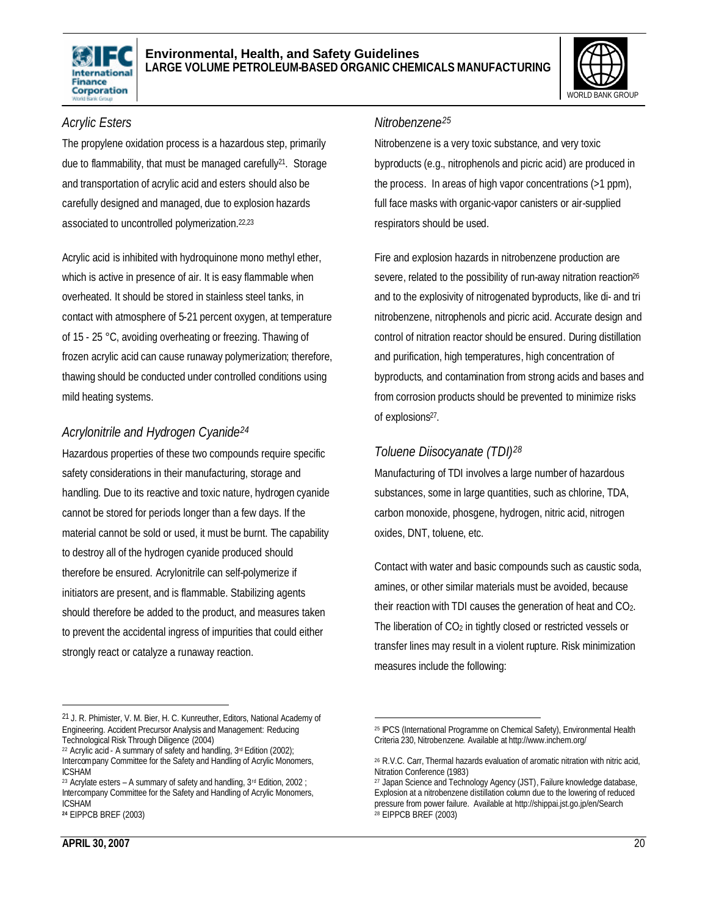### *Acrylic Esters*

The propylene oxidation process is a hazardous step, primarily due to flammability, that must be managed carefully[21]. Storage and transportation of acrylic acid and esters should also be carefully designed and managed, due to explosion hazards associated to uncontrolled polymerization.[22,23]

Acrylic acid is inhibited with hydroquinone mono methyl ether, which is active in presence of air. It is easy flammable when overheated. It should be stored in stainless steel tanks, in contact with atmosphere of 5-21 percent oxygen, at temperature of 15 - 25 °C, avoiding overheating or freezing. Thawing of frozen acrylic acid can cause runaway polymerization; therefore, thawing should be conducted under controlled conditions using mild heating systems.

### *Acrylonitrile and Hydrogen Cyanide[24]*

Hazardous properties of these two compounds require specific safety considerations in their manufacturing, storage and handling. Due to its reactive and toxic nature, hydrogen cyanide cannot be stored for periods longer than a few days. If the material cannot be sold or used, it must be burnt. The capability to destroy all of the hydrogen cyanide produced should therefore be ensured. Acrylonitrile can self-polymerize if initiators are present, and is flammable. Stabilizing agents should therefore be added to the product, and measures taken to prevent the accidental ingress of impurities that could either strongly react or catalyze a runaway reaction.

### *Nitrobenzene[25]*

Nitrobenzene is a very toxic substance, and very toxic byproducts (e.g., nitrophenols and picric acid) are produced in the process. In areas of high vapor concentrations (>1 ppm), full face masks with organic-vapor canisters or air-supplied respirators should be used.

Fire and explosion hazards in nitrobenzene production are severe, related to the possibility of run-away nitration reaction[26] and to the explosivity of nitrogenated byproducts, like di- and tri nitrobenzene, nitrophenols and picric acid. Accurate design and control of nitration reactor should be ensured. During distillation and purification, high temperatures, high concentration of byproducts, and contamination from strong acids and bases and from corrosion products should be prevented to minimize risks of explosions[27].

### *Toluene Diisocyanate (TDI)[28]*

Manufacturing of TDI involves a large number of hazardous substances, some in large quantities, such as chlorine, TDA, carbon monoxide, phosgene, hydrogen, nitric acid, nitrogen oxides, DNT, toluene, etc.

Contact with water and basic compounds such as caustic soda, amines, or other similar materials must be avoided, because their reaction with TDI causes the generation of heat and $CO_2$. The liberation of $CO_2$ in tightly closed or restricted vessels or transfer lines may result in a violent rupture. Risk minimization measures include the following:

---

[21] J. R. Phimister, V. M. Bier, H. C. Kunreuther, Editors, National Academy of Engineering. Accident Precursor Analysis and Management: Reducing Technological Risk Through Diligence (2004)

[22] Acrylic acid - A summary of safety and handling, 3rd Edition (2002); Intercompany Committee for the Safety and Handling of Acrylic Monomers, ICSHAM

[23] Acrylate esters – A summary of safety and handling, 3rd Edition, 2002 ; Intercompany Committee for the Safety and Handling of Acrylic Monomers, ICSHAM

[24] EIPPCB BREF (2003)

[25] IPCS (International Programme on Chemical Safety), Environmental Health Criteria 230, Nitrobenzene. Available at http://www.inchem.org/

[26] R.V.C. Carr, Thermal hazards evaluation of aromatic nitration with nitric acid, Nitration Conference (1983)

[27] Japan Science and Technology Agency (JST), Failure knowledge database, Explosion at a nitrobenzene distillation column due to the lowering of reduced pressure from power failure. Available at http://shippai.jst.go.jp/en/Search

[28] EIPPCB BREF (2003)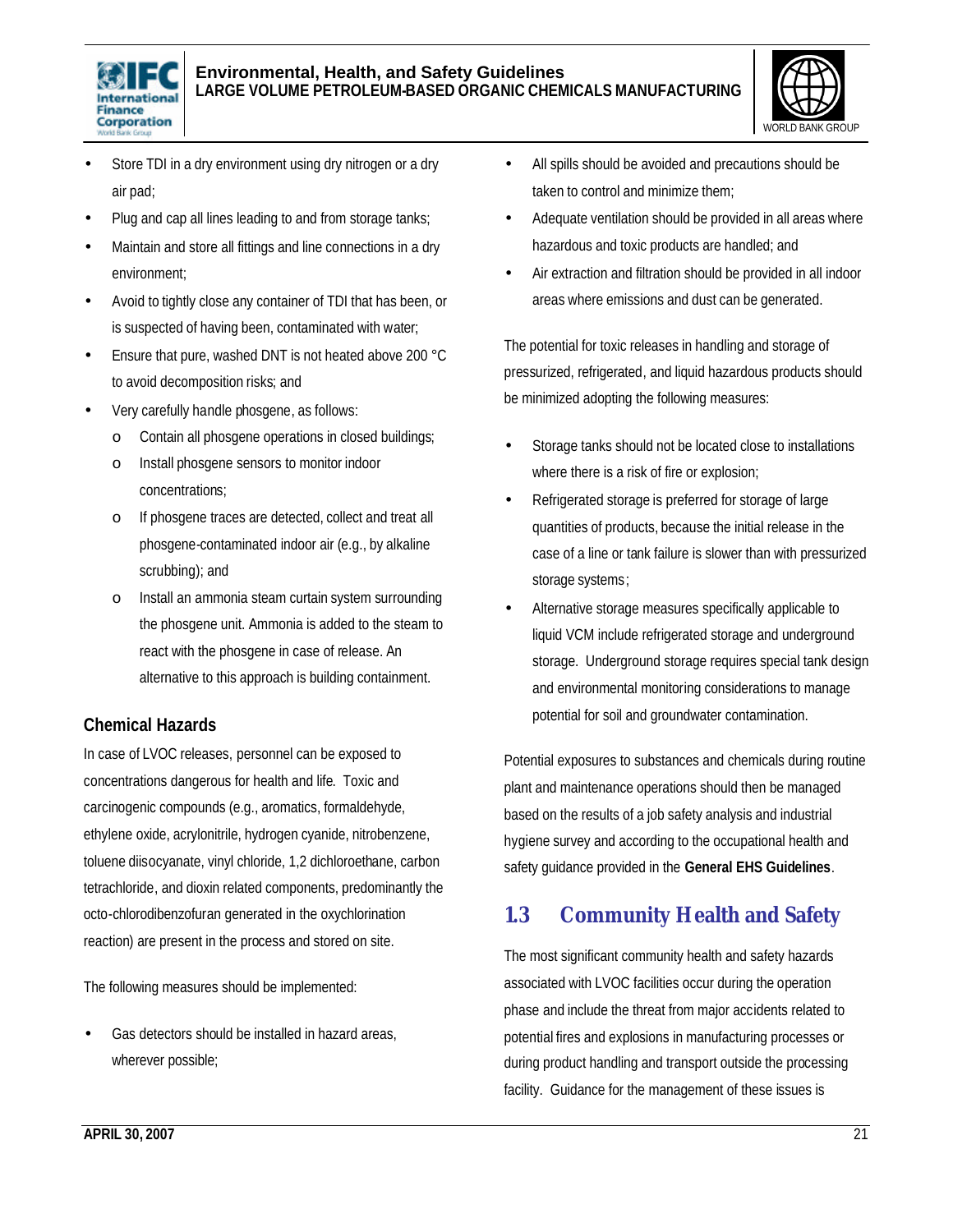- Store TDI in a dry environment using dry nitrogen or a dry air pad;
- Plug and cap all lines leading to and from storage tanks;
- Maintain and store all fittings and line connections in a dry environment;
- Avoid to tightly close any container of TDI that has been, or is suspected of having been, contaminated with water;
- Ensure that pure, washed DNT is not heated above 200 °C to avoid decomposition risks; and
- Very carefully handle phosgene, as follows:
    - Contain all phosgene operations in closed buildings;
    - Install phosgene sensors to monitor indoor concentrations;
    - If phosgene traces are detected, collect and treat all phosgene-contaminated indoor air (e.g., by alkaline scrubbing); and
    - Install an ammonia steam curtain system surrounding the phosgene unit. Ammonia is added to the steam to react with the phosgene in case of release. An alternative to this approach is building containment.

### Chemical Hazards

In case of LVOC releases, personnel can be exposed to concentrations dangerous for health and life. Toxic and carcinogenic compounds (e.g., aromatics, formaldehyde, ethylene oxide, acrylonitrile, hydrogen cyanide, nitrobenzene, toluene diisocyanate, vinyl chloride, 1,2 dichloroethane, carbon tetrachloride, and dioxin related components, predominantly the octo-chlorodibenzofuran generated in the oxychlorination reaction) are present in the process and stored on site.

The following measures should be implemented:

- Gas detectors should be installed in hazard areas, wherever possible;
- All spills should be avoided and precautions should be taken to control and minimize them;
- Adequate ventilation should be provided in all areas where hazardous and toxic products are handled; and
- Air extraction and filtration should be provided in all indoor areas where emissions and dust can be generated.

The potential for toxic releases in handling and storage of pressurized, refrigerated, and liquid hazardous products should be minimized adopting the following measures:

- Storage tanks should not be located close to installations where there is a risk of fire or explosion;
- Refrigerated storage is preferred for storage of large quantities of products, because the initial release in the case of a line or tank failure is slower than with pressurized storage systems;
- Alternative storage measures specifically applicable to liquid VCM include refrigerated storage and underground storage. Underground storage requires special tank design and environmental monitoring considerations to manage potential for soil and groundwater contamination.

Potential exposures to substances and chemicals during routine plant and maintenance operations should then be managed based on the results of a job safety analysis and industrial hygiene survey and according to the occupational health and safety guidance provided in the **General EHS Guidelines**.

## 1.3 Community Health and Safety

The most significant community health and safety hazards associated with LVOC facilities occur during the operation phase and include the threat from major accidents related to potential fires and explosions in manufacturing processes or during product handling and transport outside the processing facility. Guidance for the management of these issues is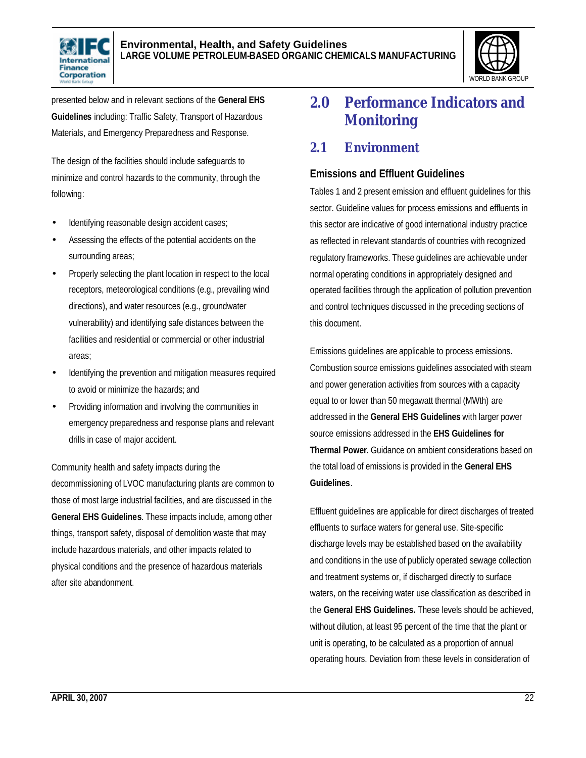presented below and in relevant sections of the **General EHS Guidelines** including: Traffic Safety, Transport of Hazardous Materials, and Emergency Preparedness and Response.

The design of the facilities should include safeguards to minimize and control hazards to the community, through the following:

- Identifying reasonable design accident cases;
- Assessing the effects of the potential accidents on the surrounding areas;
- Properly selecting the plant location in respect to the local receptors, meteorological conditions (e.g., prevailing wind directions), and water resources (e.g., groundwater vulnerability) and identifying safe distances between the facilities and residential or commercial or other industrial areas;
- Identifying the prevention and mitigation measures required to avoid or minimize the hazards; and
- Providing information and involving the communities in emergency preparedness and response plans and relevant drills in case of major accident.

Community health and safety impacts during the decommissioning of LVOC manufacturing plants are common to those of most large industrial facilities, and are discussed in the **General EHS Guidelines**. These impacts include, among other things, transport safety, disposal of demolition waste that may include hazardous materials, and other impacts related to physical conditions and the presence of hazardous materials after site abandonment.

# 2.0 Performance Indicators and Monitoring

## 2.1 Environment

### Emissions and Effluent Guidelines

Tables 1 and 2 present emission and effluent guidelines for this sector. Guideline values for process emissions and effluents in this sector are indicative of good international industry practice as reflected in relevant standards of countries with recognized regulatory frameworks. These guidelines are achievable under normal operating conditions in appropriately designed and operated facilities through the application of pollution prevention and control techniques discussed in the preceding sections of this document.

Emissions guidelines are applicable to process emissions. Combustion source emissions guidelines associated with steam and power generation activities from sources with a capacity equal to or lower than 50 megawatt thermal (MWth) are addressed in the **General EHS Guidelines** with larger power source emissions addressed in the **EHS Guidelines for Thermal Power**. Guidance on ambient considerations based on the total load of emissions is provided in the **General EHS Guidelines**.

Effluent guidelines are applicable for direct discharges of treated effluents to surface waters for general use. Site-specific discharge levels may be established based on the availability and conditions in the use of publicly operated sewage collection and treatment systems or, if discharged directly to surface waters, on the receiving water use classification as described in the **General EHS Guidelines.** These levels should be achieved, without dilution, at least 95 percent of the time that the plant or unit is operating, to be calculated as a proportion of annual operating hours. Deviation from these levels in consideration of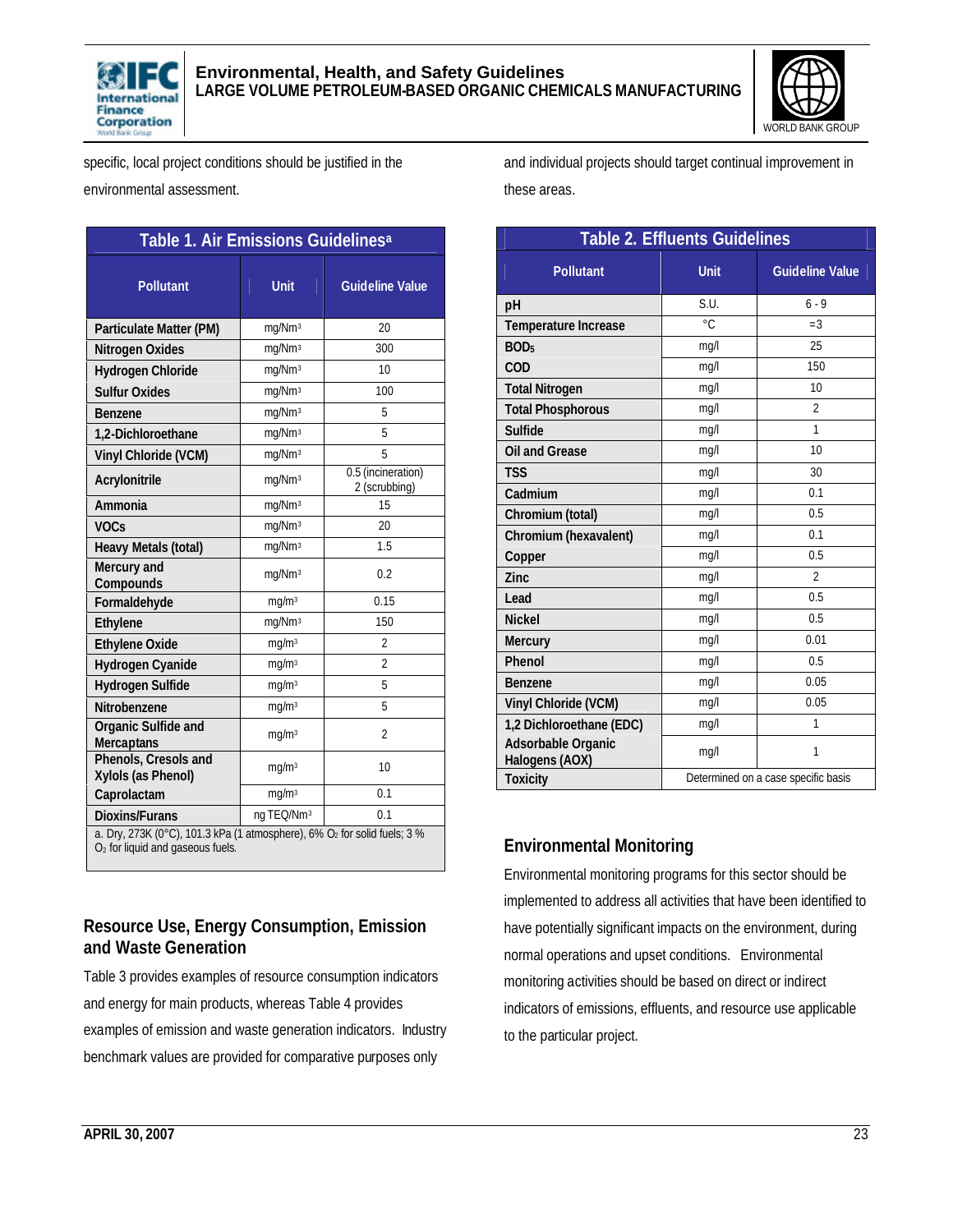specific, local project conditions should be justified in the environmental assessment.

| Table 1. Air Emissions Guidelines[a] | | |
|---|---|---|
| **Pollutant** | **Unit** | **Guideline Value** |
| Particulate Matter (PM) | mg/Nm³ | 20 |
| Nitrogen Oxides | mg/Nm³ | 300 |
| Hydrogen Chloride | mg/Nm³ | 10 |
| Sulfur Oxides | mg/Nm³ | 100 |
| Benzene | mg/Nm³ | 5 |
| 1,2-Dichloroethane | mg/Nm³ | 5 |
| Vinyl Chloride (VCM) | mg/Nm³ | 5 |
| Acrylonitrile | mg/Nm³ | 0.5 (incineration) 2 (scrubbing) |
| Ammonia | mg/Nm³ | 15 |
| VOCs | mg/Nm³ | 20 |
| Heavy Metals (total) | mg/Nm³ | 1.5 |
| Mercury and Compounds | mg/Nm³ | 0.2 |
| Formaldehyde | mg/m³ | 0.15 |
| Ethylene | mg/Nm³ | 150 |
| Ethylene Oxide | mg/m³ | 2 |
| Hydrogen Cyanide | mg/m³ | 2 |
| Hydrogen Sulfide | mg/m³ | 5 |
| Nitrobenzene | mg/m³ | 5 |
| Organic Sulfide and Mercaptans | mg/m³ | 2 |
| Phenols, Cresols and Xylols (as Phenol) | mg/m³ | 10 |
| Caprolactam | mg/m³ | 0.1 |
| Dioxins/Furans | ng TEQ/Nm³ | 0.1 |

a. Dry, 273K (0°C), 101.3 kPa (1 atmosphere), 6% $O_2$ for solid fuels; 3 % $O_2$ for liquid and gaseous fuels.

## Resource Use, Energy Consumption, Emission and Waste Generation

Table 3 provides examples of resource consumption indicators and energy for main products, whereas Table 4 provides examples of emission and waste generation indicators. Industry benchmark values are provided for comparative purposes only and individual projects should target continual improvement in these areas.

| Table 2. Effluents Guidelines | | |
|---|---|---|
| **Pollutant** | **Unit** | **Guideline Value** |
| pH | S.U. | 6 - 9 |
| Temperature Increase | °C | =3 |
| $BOD_5$ | mg/l | 25 |
| COD | mg/l | 150 |
| Total Nitrogen | mg/l | 10 |
| Total Phosphorous | mg/l | 2 |
| Sulfide | mg/l | 1 |
| Oil and Grease | mg/l | 10 |
| TSS | mg/l | 30 |
| Cadmium | mg/l | 0.1 |
| Chromium (total) | mg/l | 0.5 |
| Chromium (hexavalent) | mg/l | 0.1 |
| Copper | mg/l | 0.5 |
| Zinc | mg/l | 2 |
| Lead | mg/l | 0.5 |
| Nickel | mg/l | 0.5 |
| Mercury | mg/l | 0.01 |
| Phenol | mg/l | 0.5 |
| Benzene | mg/l | 0.05 |
| Vinyl Chloride (VCM) | mg/l | 0.05 |
| 1,2 Dichloroethane (EDC) | mg/l | 1 |
| Adsorbable Organic Halogens (AOX) | mg/l | 1 |
| Toxicity | Determined on a case specific basis | |

## Environmental Monitoring

Environmental monitoring programs for this sector should be implemented to address all activities that have been identified to have potentially significant impacts on the environment, during normal operations and upset conditions. Environmental monitoring activities should be based on direct or indirect indicators of emissions, effluents, and resource use applicable to the particular project.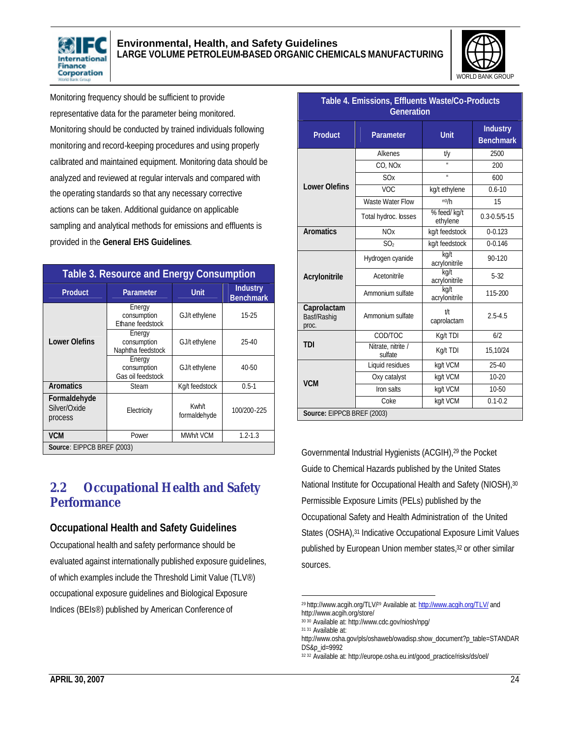Monitoring frequency should be sufficient to provide representative data for the parameter being monitored. Monitoring should be conducted by trained individuals following monitoring and record-keeping procedures and using properly calibrated and maintained equipment. Monitoring data should be analyzed and reviewed at regular intervals and compared with the operating standards so that any necessary corrective actions can be taken. Additional guidance on applicable sampling and analytical methods for emissions and effluents is provided in the **General EHS Guidelines**.

**Table 3. Resource and Energy Consumption**

| Product | Parameter | Unit | Industry Benchmark |
|---|---|---|---|
| **Lower Olefins** | Energy consumption Ethane feedstock | GJ/t ethylene | 15-25 |
| | Energy consumption Naphtha feedstock | GJ/t ethylene | 25-40 |
| | Energy consumption Gas oil feedstock | GJ/t ethylene | 40-50 |
| **Aromatics** | Steam | Kg/t feedstock | 0.5-1 |
| **Formaldehyde** Silver/Oxide process | Electricity | Kwh/t formaldehyde | 100/200-225 |
| **VCM** | Power | MWh/t VCM | 1.2-1.3 |

**Source**: EIPPCB BREF (2003)

**Table 4. Emissions, Effluents Waste/Co-Products Generation**

| Product | Parameter | Unit | Industry Benchmark |
|---|---|---|---|
| **Lower Olefins** | Alkenes | t/y | 2500 |
| | CO, NOx | " | 200 |
| | SOx | " | 600 |
| | VOC | kg/t ethylene | 0.6-10 |
| | Waste Water Flow | m3/h | 15 |
| | Total hydroc. losses | % feed/ kg/t ethylene | 0.3-0.5/5-15 |
| **Aromatics** | NOx | kg/t feedstock | 0-0.123 |
| | $SO_2$ | kg/t feedstock | 0-0.146 |
| **Acrylonitrile** | Hydrogen cyanide | kg/t acrylonitrile | 90-120 |
| | Acetonitrile | kg/t acrylonitrile | 5-32 |
| | Ammonium sulfate | kg/t acrylonitrile | 115-200 |
| **Caprolactam** Basf/Rashig proc. | Ammonium sulfate | t/t caprolactam | 2.5-4.5 |
| **TDI** | COD/TOC | Kg/t TDI | 6/2 |
| | Nitrate, nitrite / sulfate | Kg/t TDI | 15,10/24 |
| **VCM** | Liquid residues | kg/t VCM | 25-40 |
| | Oxy catalyst | kg/t VCM | 10-20 |
| | Iron salts | kg/t VCM | 10-50 |
| | Coke | kg/t VCM | 0.1-0.2 |

**Source:** EIPPCB BREF (2003)

## 2.2 Occupational Health and Safety Performance

### Occupational Health and Safety Guidelines

Occupational health and safety performance should be evaluated against internationally published exposure guidelines, of which examples include the Threshold Limit Value (TLV®) occupational exposure guidelines and Biological Exposure Indices (BEIs®) published by American Conference of Governmental Industrial Hygienists (ACGIH),[29] the Pocket Guide to Chemical Hazards published by the United States National Institute for Occupational Health and Safety (NIOSH),[30] Permissible Exposure Limits (PELs) published by the Occupational Safety and Health Administration of the United States (OSHA),[31] Indicative Occupational Exposure Limit Values published by European Union member states,[32] or other similar sources.

[29] http://www.acgih.org/TLV/[29] Available at: http://www.acgih.org/TLV/ and http://www.acgih.org/store/

[30] [30] Available at: http://www.cdc.gov/niosh/npg/

[31] [31] Available at: http://www.osha.gov/pls/oshaweb/owadisp.show_document?p_table=STANDARDS&p_id=9992

[32] [32] Available at: http://europe.osha.eu.int/good_practice/risks/ds/oel/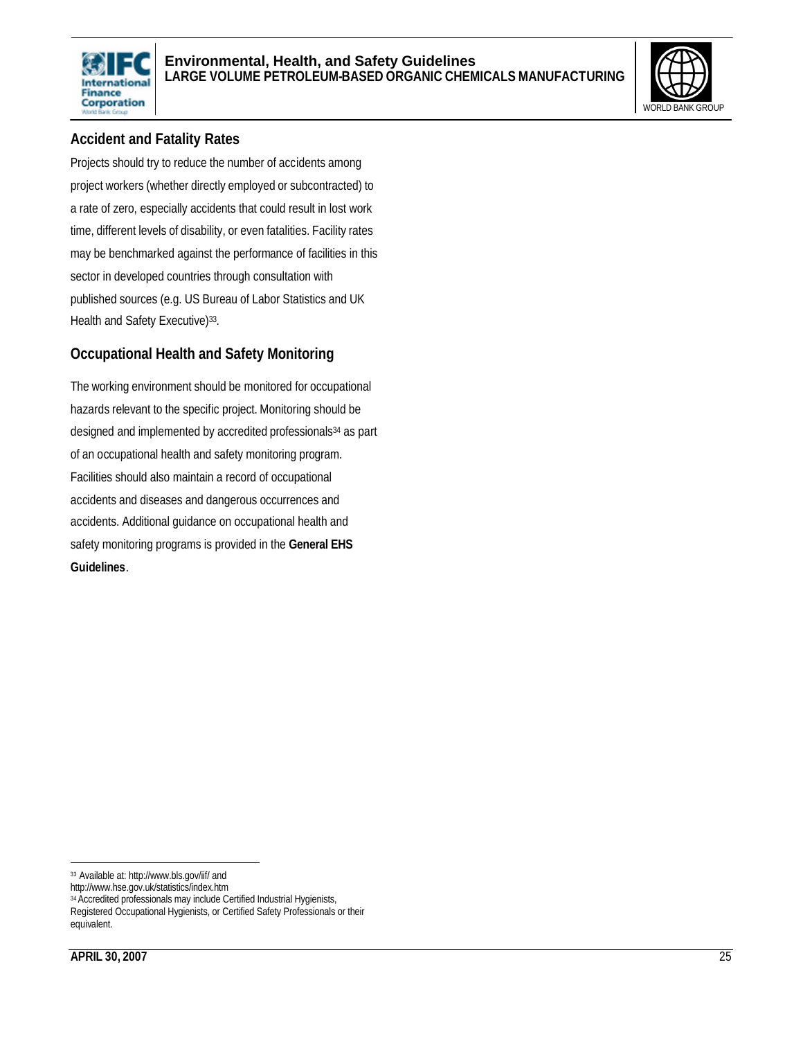## Accident and Fatality Rates

Projects should try to reduce the number of accidents among project workers (whether directly employed or subcontracted) to a rate of zero, especially accidents that could result in lost work time, different levels of disability, or even fatalities. Facility rates may be benchmarked against the performance of facilities in this sector in developed countries through consultation with published sources (e.g. US Bureau of Labor Statistics and UK Health and Safety Executive)[33].

## Occupational Health and Safety Monitoring

The working environment should be monitored for occupational hazards relevant to the specific project. Monitoring should be designed and implemented by accredited professionals[34] as part of an occupational health and safety monitoring program. Facilities should also maintain a record of occupational accidents and diseases and dangerous occurrences and accidents. Additional guidance on occupational health and safety monitoring programs is provided in the **General EHS Guidelines**.

---

[33] Available at: http://www.bls.gov/iif/ and http://www.hse.gov.uk/statistics/index.htm

[34] Accredited professionals may include Certified Industrial Hygienists, Registered Occupational Hygienists, or Certified Safety Professionals or their equivalent.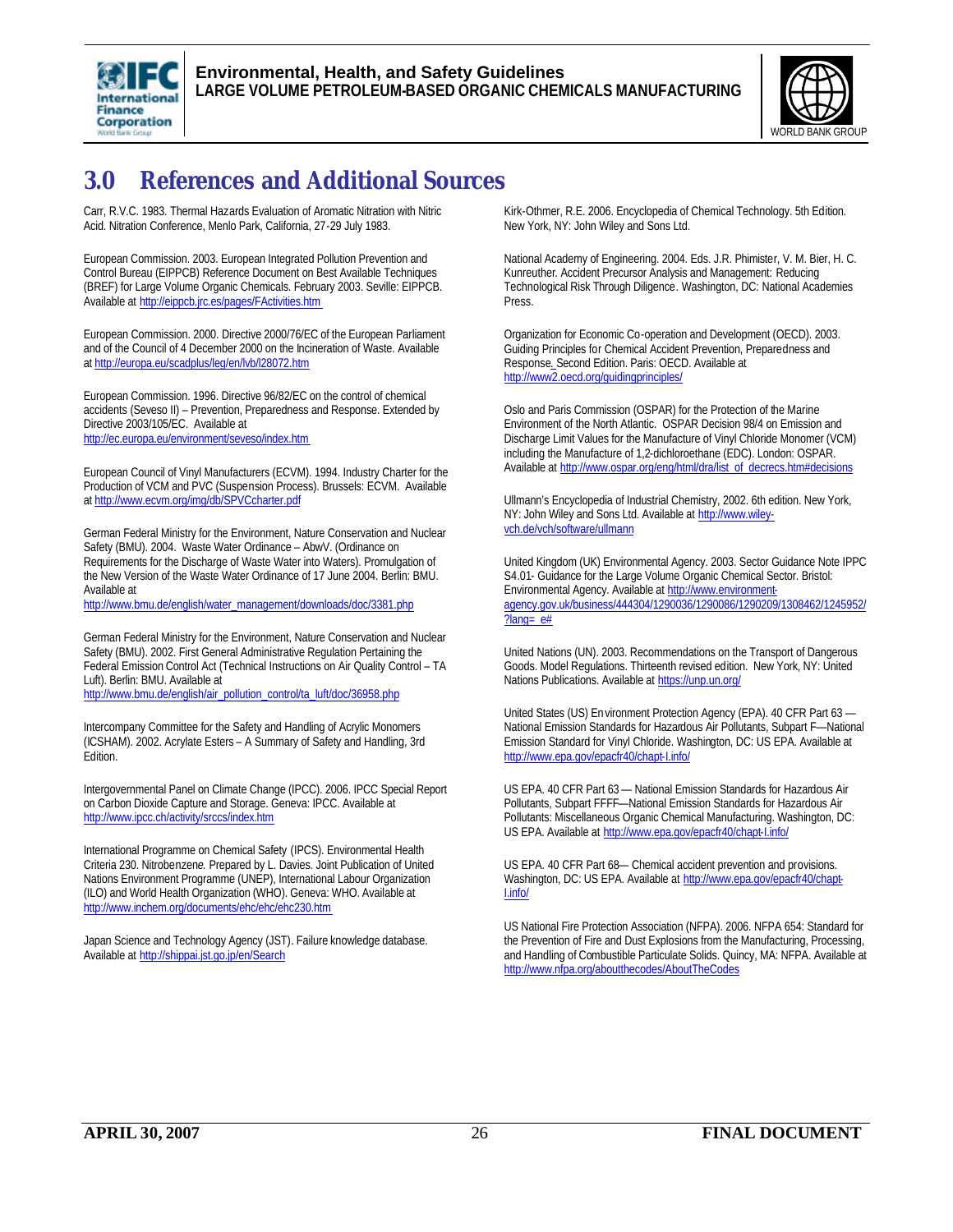# 3.0 References and Additional Sources

Carr, R.V.C. 1983. Thermal Hazards Evaluation of Aromatic Nitration with Nitric Acid. Nitration Conference, Menlo Park, California, 27-29 July 1983.

European Commission. 2003. European Integrated Pollution Prevention and Control Bureau (EIPPCB) Reference Document on Best Available Techniques (BREF) for Large Volume Organic Chemicals. February 2003. Seville: EIPPCB. Available at http://eippcb.jrc.es/pages/FActivities.htm

European Commission. 2000. Directive 2000/76/EC of the European Parliament and of the Council of 4 December 2000 on the Incineration of Waste. Available at http://europa.eu/scadplus/leg/en/lvb/l28072.htm

European Commission. 1996. Directive 96/82/EC on the control of chemical accidents (Seveso II) – Prevention, Preparedness and Response. Extended by Directive 2003/105/EC. Available at http://ec.europa.eu/environment/seveso/index.htm

European Council of Vinyl Manufacturers (ECVM). 1994. Industry Charter for the Production of VCM and PVC (Suspension Process). Brussels: ECVM. Available at http://www.ecvm.org/img/db/SPVCcharter.pdf

German Federal Ministry for the Environment, Nature Conservation and Nuclear Safety (BMU). 2004. Waste Water Ordinance – AbwV. (Ordinance on Requirements for the Discharge of Waste Water into Waters). Promulgation of the New Version of the Waste Water Ordinance of 17 June 2004. Berlin: BMU. Available at http://www.bmu.de/english/water_management/downloads/doc/3381.php

German Federal Ministry for the Environment, Nature Conservation and Nuclear Safety (BMU). 2002. First General Administrative Regulation Pertaining the Federal Emission Control Act (Technical Instructions on Air Quality Control – TA Luft). Berlin: BMU. Available at http://www.bmu.de/english/air_pollution_control/ta_luft/doc/36958.php

Intercompany Committee for the Safety and Handling of Acrylic Monomers (ICSHAM). 2002. Acrylate Esters – A Summary of Safety and Handling, 3rd Edition.

Intergovernmental Panel on Climate Change (IPCC). 2006. IPCC Special Report on Carbon Dioxide Capture and Storage. Geneva: IPCC. Available at http://www.ipcc.ch/activity/srccs/index.htm

International Programme on Chemical Safety (IPCS). Environmental Health Criteria 230. Nitrobenzene. Prepared by L. Davies. Joint Publication of United Nations Environment Programme (UNEP), International Labour Organization (ILO) and World Health Organization (WHO). Geneva: WHO. Available at http://www.inchem.org/documents/ehc/ehc/ehc230.htm

Japan Science and Technology Agency (JST). Failure knowledge database. Available at http://shippai.jst.go.jp/en/Search

Kirk-Othmer, R.E. 2006. Encyclopedia of Chemical Technology. 5th Edition. New York, NY: John Wiley and Sons Ltd.

National Academy of Engineering. 2004. Eds. J.R. Phimister, V. M. Bier, H. C. Kunreuther. Accident Precursor Analysis and Management: Reducing Technological Risk Through Diligence. Washington, DC: National Academies Press.

Organization for Economic Co-operation and Development (OECD). 2003. Guiding Principles for Chemical Accident Prevention, Preparedness and Response. Second Edition. Paris: OECD. Available at http://www2.oecd.org/guidingprinciples/

Oslo and Paris Commission (OSPAR) for the Protection of the Marine Environment of the North Atlantic. OSPAR Decision 98/4 on Emission and Discharge Limit Values for the Manufacture of Vinyl Chloride Monomer (VCM) including the Manufacture of 1,2-dichloroethane (EDC). London: OSPAR. Available at http://www.ospar.org/eng/html/dra/list_of_decrecs.htm#decisions

Ullmann's Encyclopedia of Industrial Chemistry, 2002. 6th edition. New York, NY: John Wiley and Sons Ltd. Available at http://www.wiley-vch.de/vch/software/ullmann

United Kingdom (UK) Environmental Agency. 2003. Sector Guidance Note IPPC S4.01- Guidance for the Large Volume Organic Chemical Sector. Bristol: Environmental Agency. Available at http://www.environment-agency.gov.uk/business/444304/1290036/1290086/1290209/1308462/1245952/?lang=_e#

United Nations (UN). 2003. Recommendations on the Transport of Dangerous Goods. Model Regulations. Thirteenth revised edition. New York, NY: United Nations Publications. Available at https://unp.un.org/

United States (US) Environment Protection Agency (EPA). 40 CFR Part 63 — National Emission Standards for Hazardous Air Pollutants, Subpart F—National Emission Standard for Vinyl Chloride. Washington, DC: US EPA. Available at http://www.epa.gov/epacfr40/chapt-I.info/

US EPA. 40 CFR Part 63 — National Emission Standards for Hazardous Air Pollutants, Subpart FFFF—National Emission Standards for Hazardous Air Pollutants: Miscellaneous Organic Chemical Manufacturing. Washington, DC: US EPA. Available at http://www.epa.gov/epacfr40/chapt-I.info/

US EPA. 40 CFR Part 68— Chemical accident prevention and provisions. Washington, DC: US EPA. Available at http://www.epa.gov/epacfr40/chapt-I.info/

US National Fire Protection Association (NFPA). 2006. NFPA 654: Standard for the Prevention of Fire and Dust Explosions from the Manufacturing, Processing, and Handling of Combustible Particulate Solids. Quincy, MA: NFPA. Available at http://www.nfpa.org/aboutthecodes/AboutTheCodes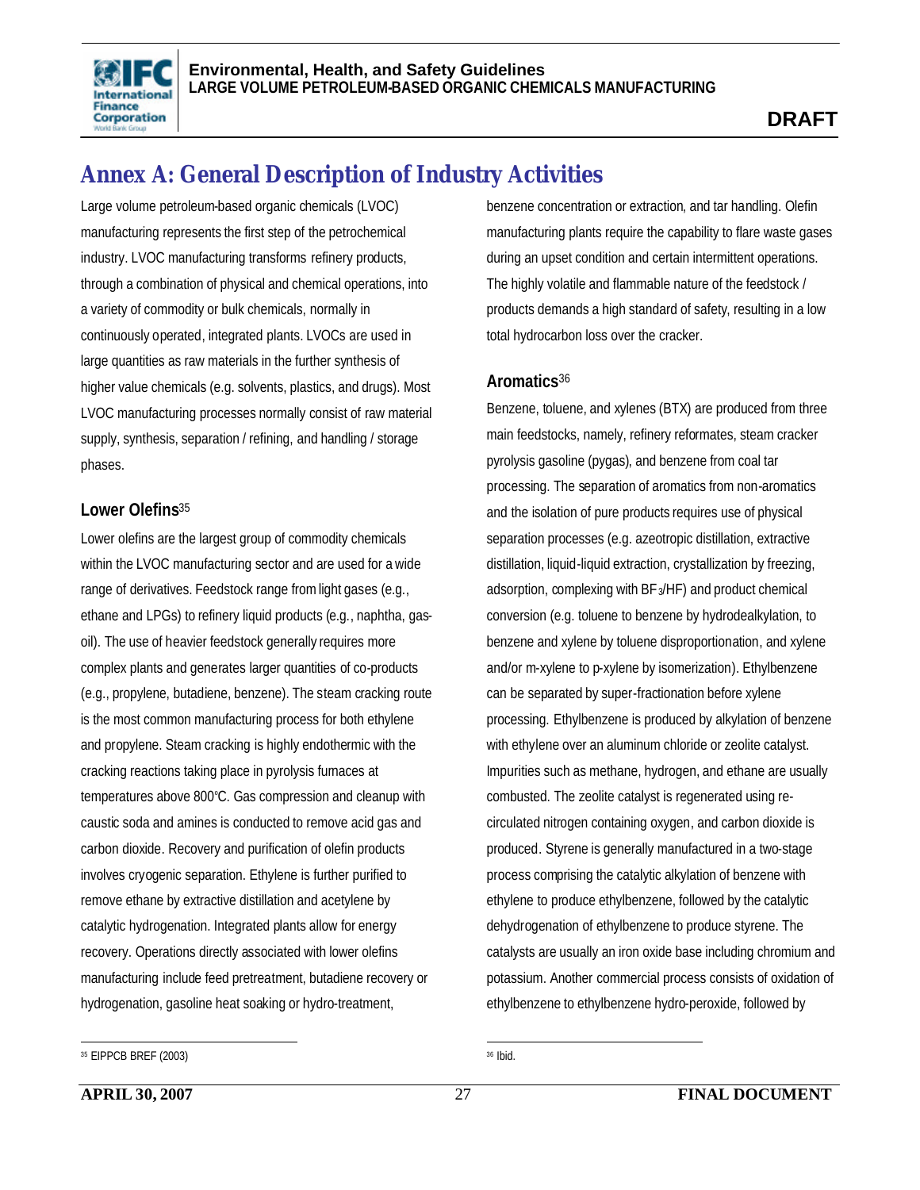# Annex A: General Description of Industry Activities

Large volume petroleum-based organic chemicals (LVOC) manufacturing represents the first step of the petrochemical industry. LVOC manufacturing transforms refinery products, through a combination of physical and chemical operations, into a variety of commodity or bulk chemicals, normally in continuously operated, integrated plants. LVOCs are used in large quantities as raw materials in the further synthesis of higher value chemicals (e.g. solvents, plastics, and drugs). Most LVOC manufacturing processes normally consist of raw material supply, synthesis, separation / refining, and handling / storage phases.

### Lower Olefins[35]

Lower olefins are the largest group of commodity chemicals within the LVOC manufacturing sector and are used for a wide range of derivatives. Feedstock range from light gases (e.g., ethane and LPGs) to refinery liquid products (e.g., naphtha, gas-oil). The use of heavier feedstock generally requires more complex plants and generates larger quantities of co-products (e.g., propylene, butadiene, benzene). The steam cracking route is the most common manufacturing process for both ethylene and propylene. Steam cracking is highly endothermic with the cracking reactions taking place in pyrolysis furnaces at temperatures above 800°C. Gas compression and cleanup with caustic soda and amines is conducted to remove acid gas and carbon dioxide. Recovery and purification of olefin products involves cryogenic separation. Ethylene is further purified to remove ethane by extractive distillation and acetylene by catalytic hydrogenation. Integrated plants allow for energy recovery. Operations directly associated with lower olefins manufacturing include feed pretreatment, butadiene recovery or hydrogenation, gasoline heat soaking or hydro-treatment, benzene concentration or extraction, and tar handling. Olefin manufacturing plants require the capability to flare waste gases during an upset condition and certain intermittent operations. The highly volatile and flammable nature of the feedstock / products demands a high standard of safety, resulting in a low total hydrocarbon loss over the cracker.

### Aromatics[36]

Benzene, toluene, and xylenes (BTX) are produced from three main feedstocks, namely, refinery reformates, steam cracker pyrolysis gasoline (pygas), and benzene from coal tar processing. The separation of aromatics from non-aromatics and the isolation of pure products requires use of physical separation processes (e.g. azeotropic distillation, extractive distillation, liquid-liquid extraction, crystallization by freezing, adsorption, complexing with $BF_3$/HF) and product chemical conversion (e.g. toluene to benzene by hydrodealkylation, to benzene and xylene by toluene disproportionation, and xylene and/or m-xylene to p-xylene by isomerization). Ethylbenzene can be separated by super-fractionation before xylene processing. Ethylbenzene is produced by alkylation of benzene with ethylene over an aluminum chloride or zeolite catalyst. Impurities such as methane, hydrogen, and ethane are usually combusted. The zeolite catalyst is regenerated using re-circulated nitrogen containing oxygen, and carbon dioxide is produced. Styrene is generally manufactured in a two-stage process comprising the catalytic alkylation of benzene with ethylene to produce ethylbenzene, followed by the catalytic dehydrogenation of ethylbenzene to produce styrene. The catalysts are usually an iron oxide base including chromium and potassium. Another commercial process consists of oxidation of ethylbenzene to ethylbenzene hydro-peroxide, followed by

[35] EIPPCB BREF (2003)

[36] Ibid.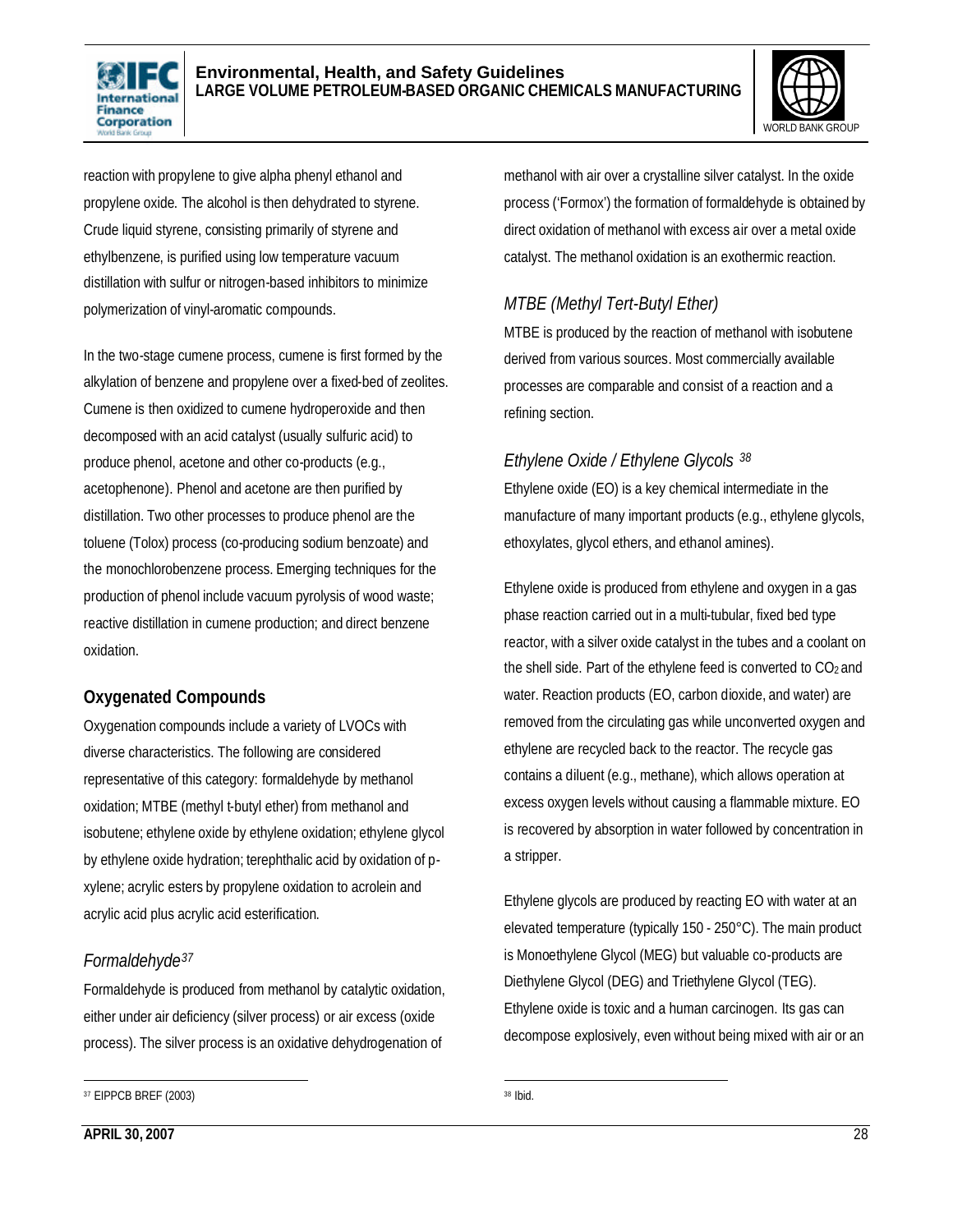reaction with propylene to give alpha phenyl ethanol and propylene oxide. The alcohol is then dehydrated to styrene. Crude liquid styrene, consisting primarily of styrene and ethylbenzene, is purified using low temperature vacuum distillation with sulfur or nitrogen-based inhibitors to minimize polymerization of vinyl-aromatic compounds.

In the two-stage cumene process, cumene is first formed by the alkylation of benzene and propylene over a fixed-bed of zeolites. Cumene is then oxidized to cumene hydroperoxide and then decomposed with an acid catalyst (usually sulfuric acid) to produce phenol, acetone and other co-products (e.g., acetophenone). Phenol and acetone are then purified by distillation. Two other processes to produce phenol are the toluene (Tolox) process (co-producing sodium benzoate) and the monochlorobenzene process. Emerging techniques for the production of phenol include vacuum pyrolysis of wood waste; reactive distillation in cumene production; and direct benzene oxidation.

## Oxygenated Compounds

Oxygenation compounds include a variety of LVOCs with diverse characteristics. The following are considered representative of this category: formaldehyde by methanol oxidation; MTBE (methyl t-butyl ether) from methanol and isobutene; ethylene oxide by ethylene oxidation; ethylene glycol by ethylene oxide hydration; terephthalic acid by oxidation of p-xylene; acrylic esters by propylene oxidation to acrolein and acrylic acid plus acrylic acid esterification.

### *Formaldehyde*[37]

Formaldehyde is produced from methanol by catalytic oxidation, either under air deficiency (silver process) or air excess (oxide process). The silver process is an oxidative dehydrogenation of methanol with air over a crystalline silver catalyst. In the oxide process ('Formox') the formation of formaldehyde is obtained by direct oxidation of methanol with excess air over a metal oxide catalyst. The methanol oxidation is an exothermic reaction.

### *MTBE (Methyl Tert-Butyl Ether)*

MTBE is produced by the reaction of methanol with isobutene derived from various sources. Most commercially available processes are comparable and consist of a reaction and a refining section.

### *Ethylene Oxide / Ethylene Glycols*[38]

Ethylene oxide (EO) is a key chemical intermediate in the manufacture of many important products (e.g., ethylene glycols, ethoxylates, glycol ethers, and ethanol amines).

Ethylene oxide is produced from ethylene and oxygen in a gas phase reaction carried out in a multi-tubular, fixed bed type reactor, with a silver oxide catalyst in the tubes and a coolant on the shell side. Part of the ethylene feed is converted to $CO_2$ and water. Reaction products (EO, carbon dioxide, and water) are removed from the circulating gas while unconverted oxygen and ethylene are recycled back to the reactor. The recycle gas contains a diluent (e.g., methane), which allows operation at excess oxygen levels without causing a flammable mixture. EO is recovered by absorption in water followed by concentration in a stripper.

Ethylene glycols are produced by reacting EO with water at an elevated temperature (typically 150 - 250°C). The main product is Monoethylene Glycol (MEG) but valuable co-products are Diethylene Glycol (DEG) and Triethylene Glycol (TEG). Ethylene oxide is toxic and a human carcinogen. Its gas can decompose explosively, even without being mixed with air or an

---

[37] EIPPCB BREF (2003)

[38] Ibid.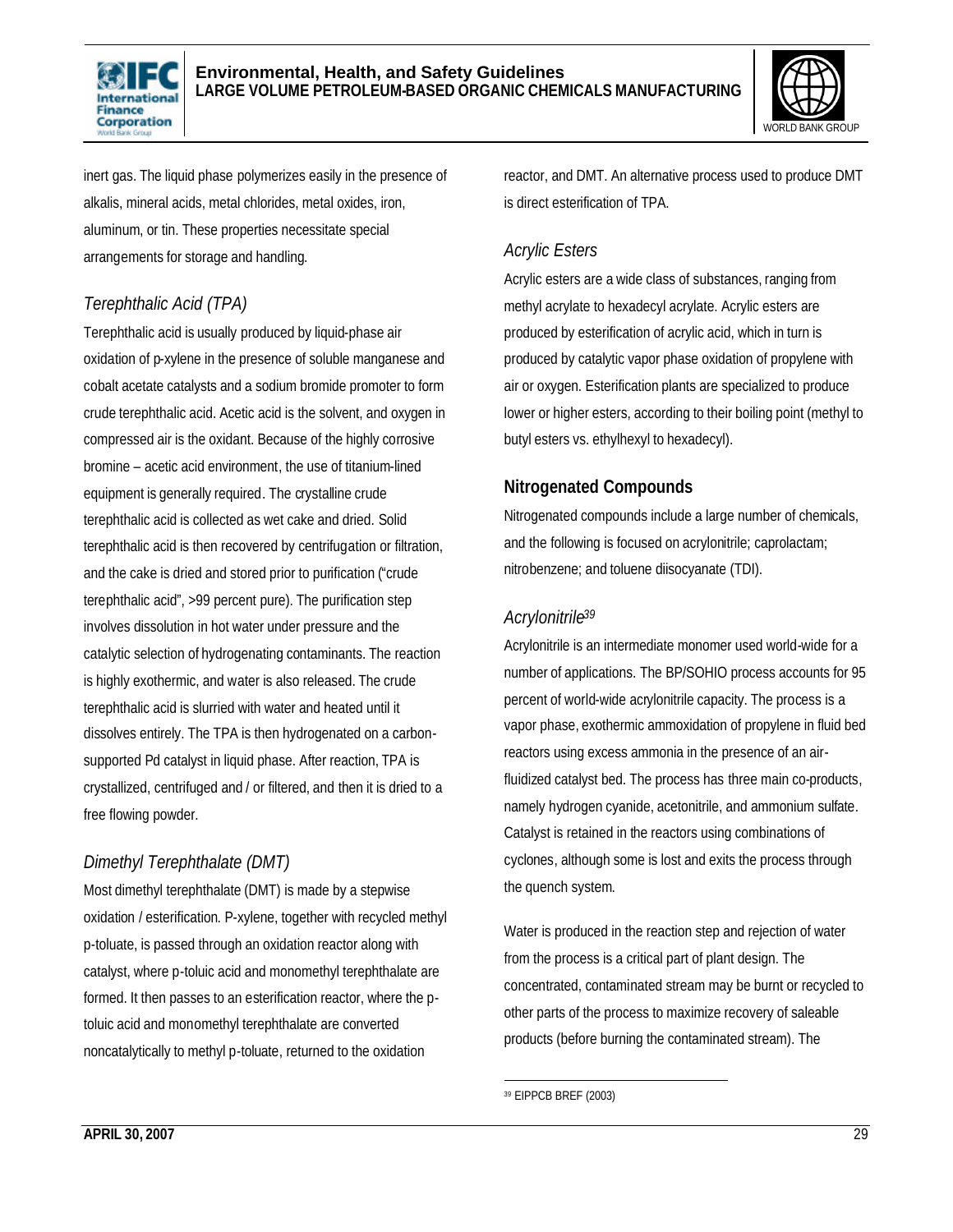inert gas. The liquid phase polymerizes easily in the presence of alkalis, mineral acids, metal chlorides, metal oxides, iron, aluminum, or tin. These properties necessitate special arrangements for storage and handling.

### *Terephthalic Acid (TPA)*

Terephthalic acid is usually produced by liquid-phase air oxidation of p-xylene in the presence of soluble manganese and cobalt acetate catalysts and a sodium bromide promoter to form crude terephthalic acid. Acetic acid is the solvent, and oxygen in compressed air is the oxidant. Because of the highly corrosive bromine – acetic acid environment, the use of titanium-lined equipment is generally required. The crystalline crude terephthalic acid is collected as wet cake and dried. Solid terephthalic acid is then recovered by centrifugation or filtration, and the cake is dried and stored prior to purification ("crude terephthalic acid", >99 percent pure). The purification step involves dissolution in hot water under pressure and the catalytic selection of hydrogenating contaminants. The reaction is highly exothermic, and water is also released. The crude terephthalic acid is slurried with water and heated until it dissolves entirely. The TPA is then hydrogenated on a carbon-supported Pd catalyst in liquid phase. After reaction, TPA is crystallized, centrifuged and / or filtered, and then it is dried to a free flowing powder.

### *Dimethyl Terephthalate (DMT)*

Most dimethyl terephthalate (DMT) is made by a stepwise oxidation / esterification. P-xylene, together with recycled methyl p-toluate, is passed through an oxidation reactor along with catalyst, where p-toluic acid and monomethyl terephthalate are formed. It then passes to an esterification reactor, where the p-toluic acid and monomethyl terephthalate are converted noncatalytically to methyl p-toluate, returned to the oxidation reactor, and DMT. An alternative process used to produce DMT is direct esterification of TPA.

### *Acrylic Esters*

Acrylic esters are a wide class of substances, ranging from methyl acrylate to hexadecyl acrylate. Acrylic esters are produced by esterification of acrylic acid, which in turn is produced by catalytic vapor phase oxidation of propylene with air or oxygen. Esterification plants are specialized to produce lower or higher esters, according to their boiling point (methyl to butyl esters vs. ethylhexyl to hexadecyl).

## Nitrogenated Compounds

Nitrogenated compounds include a large number of chemicals, and the following is focused on acrylonitrile; caprolactam; nitrobenzene; and toluene diisocyanate (TDI).

### *Acrylonitrile*[39]

Acrylonitrile is an intermediate monomer used world-wide for a number of applications. The BP/SOHIO process accounts for 95 percent of world-wide acrylonitrile capacity. The process is a vapor phase, exothermic ammoxidation of propylene in fluid bed reactors using excess ammonia in the presence of an air-fluidized catalyst bed. The process has three main co-products, namely hydrogen cyanide, acetonitrile, and ammonium sulfate. Catalyst is retained in the reactors using combinations of cyclones, although some is lost and exits the process through the quench system.

Water is produced in the reaction step and rejection of water from the process is a critical part of plant design. The concentrated, contaminated stream may be burnt or recycled to other parts of the process to maximize recovery of saleable products (before burning the contaminated stream). The

[39] EIPPCB BREF (2003)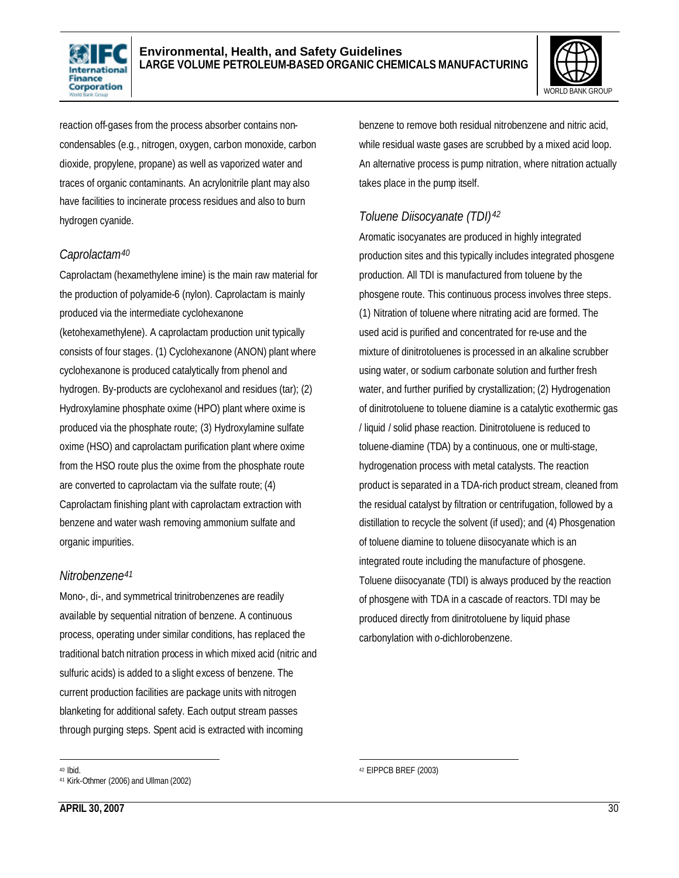reaction off-gases from the process absorber contains non-condensables (e.g., nitrogen, oxygen, carbon monoxide, carbon dioxide, propylene, propane) as well as vaporized water and traces of organic contaminants. An acrylonitrile plant may also have facilities to incinerate process residues and also to burn hydrogen cyanide.

### *Caprolactam*[40]

Caprolactam (hexamethylene imine) is the main raw material for the production of polyamide-6 (nylon). Caprolactam is mainly produced via the intermediate cyclohexanone (ketohexamethylene). A caprolactam production unit typically consists of four stages. (1) Cyclohexanone (ANON) plant where cyclohexanone is produced catalytically from phenol and hydrogen. By-products are cyclohexanol and residues (tar); (2) Hydroxylamine phosphate oxime (HPO) plant where oxime is produced via the phosphate route; (3) Hydroxylamine sulfate oxime (HSO) and caprolactam purification plant where oxime from the HSO route plus the oxime from the phosphate route are converted to caprolactam via the sulfate route; (4) Caprolactam finishing plant with caprolactam extraction with benzene and water wash removing ammonium sulfate and organic impurities.

### *Nitrobenzene*[41]

Mono-, di-, and symmetrical trinitrobenzenes are readily available by sequential nitration of benzene. A continuous process, operating under similar conditions, has replaced the traditional batch nitration process in which mixed acid (nitric and sulfuric acids) is added to a slight excess of benzene. The current production facilities are package units with nitrogen blanketing for additional safety. Each output stream passes through purging steps. Spent acid is extracted with incoming benzene to remove both residual nitrobenzene and nitric acid, while residual waste gases are scrubbed by a mixed acid loop. An alternative process is pump nitration, where nitration actually takes place in the pump itself.

### *Toluene Diisocyanate (TDI)*[42]

Aromatic isocyanates are produced in highly integrated production sites and this typically includes integrated phosgene production. All TDI is manufactured from toluene by the phosgene route. This continuous process involves three steps. (1) Nitration of toluene where nitrating acid are formed. The used acid is purified and concentrated for re-use and the mixture of dinitrotoluenes is processed in an alkaline scrubber using water, or sodium carbonate solution and further fresh water, and further purified by crystallization; (2) Hydrogenation of dinitrotoluene to toluene diamine is a catalytic exothermic gas / liquid / solid phase reaction. Dinitrotoluene is reduced to toluene-diamine (TDA) by a continuous, one or multi-stage, hydrogenation process with metal catalysts. The reaction product is separated in a TDA-rich product stream, cleaned from the residual catalyst by filtration or centrifugation, followed by a distillation to recycle the solvent (if used); and (4) Phosgenation of toluene diamine to toluene diisocyanate which is an integrated route including the manufacture of phosgene. Toluene diisocyanate (TDI) is always produced by the reaction of phosgene with TDA in a cascade of reactors. TDI may be produced directly from dinitrotoluene by liquid phase carbonylation with *o*-dichlorobenzene.

---

[40] Ibid.

[41] Kirk-Othmer (2006) and Ullman (2002)

[42] EIPPCB BREF (2003)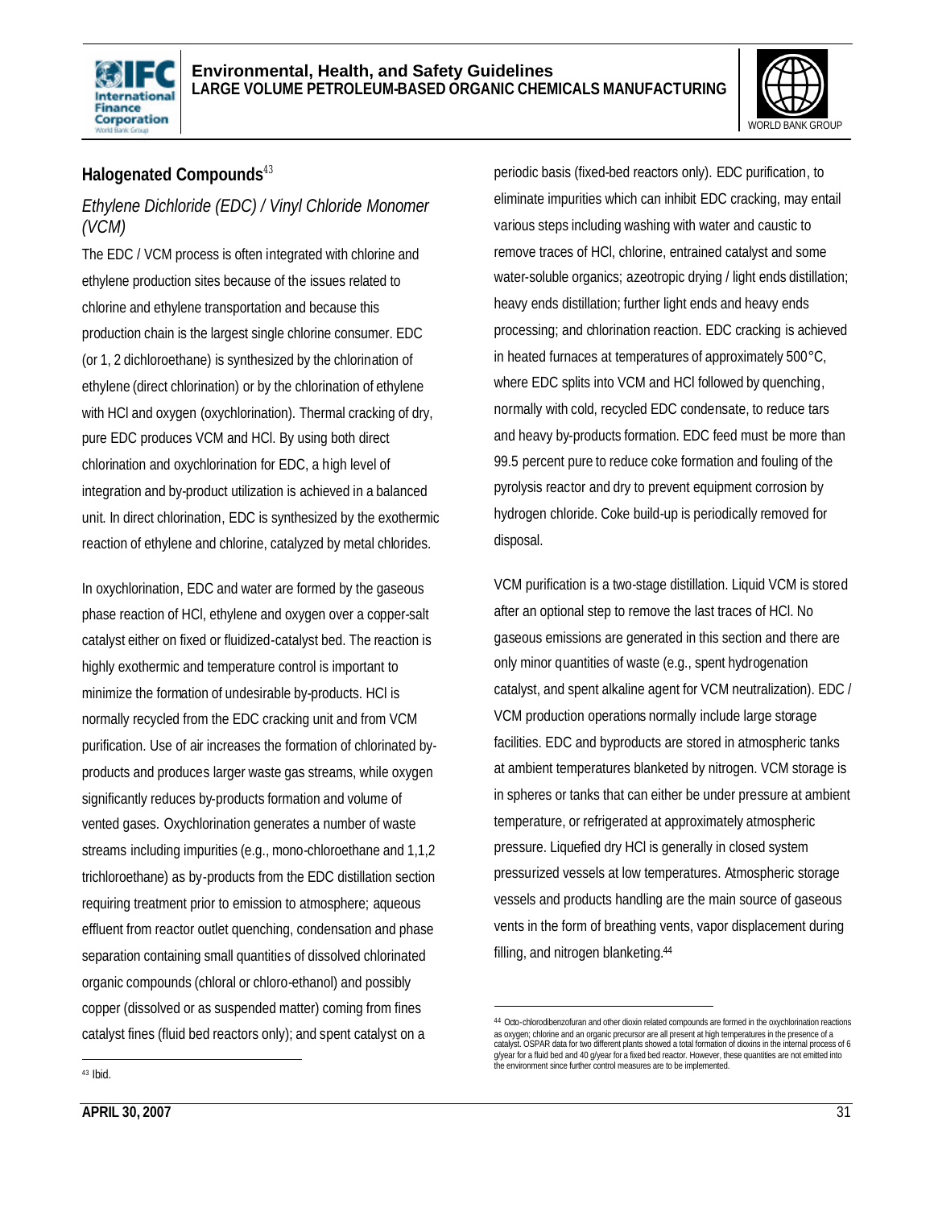## Halogenated Compounds[43]

### *Ethylene Dichloride (EDC) / Vinyl Chloride Monomer (VCM)*

The EDC / VCM process is often integrated with chlorine and ethylene production sites because of the issues related to chlorine and ethylene transportation and because this production chain is the largest single chlorine consumer. EDC (or 1, 2 dichloroethane) is synthesized by the chlorination of ethylene (direct chlorination) or by the chlorination of ethylene with HCl and oxygen (oxychlorination). Thermal cracking of dry, pure EDC produces VCM and HCl. By using both direct chlorination and oxychlorination for EDC, a high level of integration and by-product utilization is achieved in a balanced unit. In direct chlorination, EDC is synthesized by the exothermic reaction of ethylene and chlorine, catalyzed by metal chlorides.

In oxychlorination, EDC and water are formed by the gaseous phase reaction of HCl, ethylene and oxygen over a copper-salt catalyst either on fixed or fluidized-catalyst bed. The reaction is highly exothermic and temperature control is important to minimize the formation of undesirable by-products. HCl is normally recycled from the EDC cracking unit and from VCM purification. Use of air increases the formation of chlorinated by-products and produces larger waste gas streams, while oxygen significantly reduces by-products formation and volume of vented gases. Oxychlorination generates a number of waste streams including impurities (e.g., mono-chloroethane and 1,1,2 trichloroethane) as by-products from the EDC distillation section requiring treatment prior to emission to atmosphere; aqueous effluent from reactor outlet quenching, condensation and phase separation containing small quantities of dissolved chlorinated organic compounds (chloral or chloro-ethanol) and possibly copper (dissolved or as suspended matter) coming from fines catalyst fines (fluid bed reactors only); and spent catalyst on a periodic basis (fixed-bed reactors only). EDC purification, to eliminate impurities which can inhibit EDC cracking, may entail various steps including washing with water and caustic to remove traces of HCl, chlorine, entrained catalyst and some water-soluble organics; azeotropic drying / light ends distillation; heavy ends distillation; further light ends and heavy ends processing; and chlorination reaction. EDC cracking is achieved in heated furnaces at temperatures of approximately 500°C, where EDC splits into VCM and HCl followed by quenching, normally with cold, recycled EDC condensate, to reduce tars and heavy by-products formation. EDC feed must be more than 99.5 percent pure to reduce coke formation and fouling of the pyrolysis reactor and dry to prevent equipment corrosion by hydrogen chloride. Coke build-up is periodically removed for disposal.

VCM purification is a two-stage distillation. Liquid VCM is stored after an optional step to remove the last traces of HCl. No gaseous emissions are generated in this section and there are only minor quantities of waste (e.g., spent hydrogenation catalyst, and spent alkaline agent for VCM neutralization). EDC / VCM production operations normally include large storage facilities. EDC and byproducts are stored in atmospheric tanks at ambient temperatures blanketed by nitrogen. VCM storage is in spheres or tanks that can either be under pressure at ambient temperature, or refrigerated at approximately atmospheric pressure. Liquefied dry HCl is generally in closed system pressurized vessels at low temperatures. Atmospheric storage vessels and products handling are the main source of gaseous vents in the form of breathing vents, vapor displacement during filling, and nitrogen blanketing.[44]

---

[43] Ibid.

[44] Octo-chlorodibenzofuran and other dioxin related compounds are formed in the oxychlorination reactions as oxygen; chlorine and an organic precursor are all present at high temperatures in the presence of a catalyst. OSPAR data for two different plants showed a total formation of dioxins in the internal process of 6 g/year for a fluid bed and 40 g/year for a fixed bed reactor. However, these quantities are not emitted into the environment since further control measures are to be implemented.